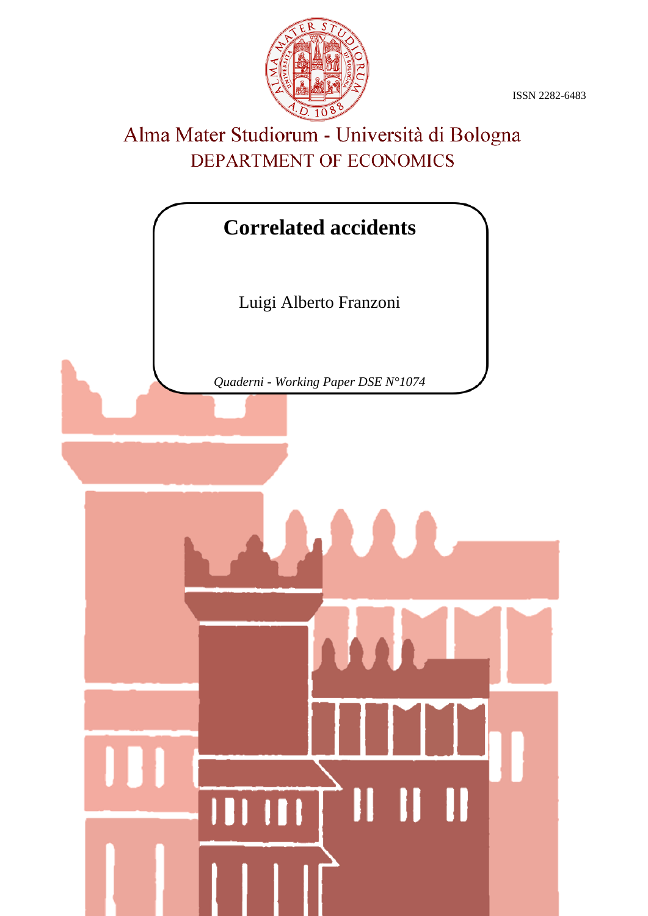ISSN 2282-6483

Alma Mater Studiorum - Università di Bologna

DEPARTMENT OF ECONOMICS

# Correlated accidents

Luigi Alberto Franzoni

*Quaderni - Working Paper DSE N°1074*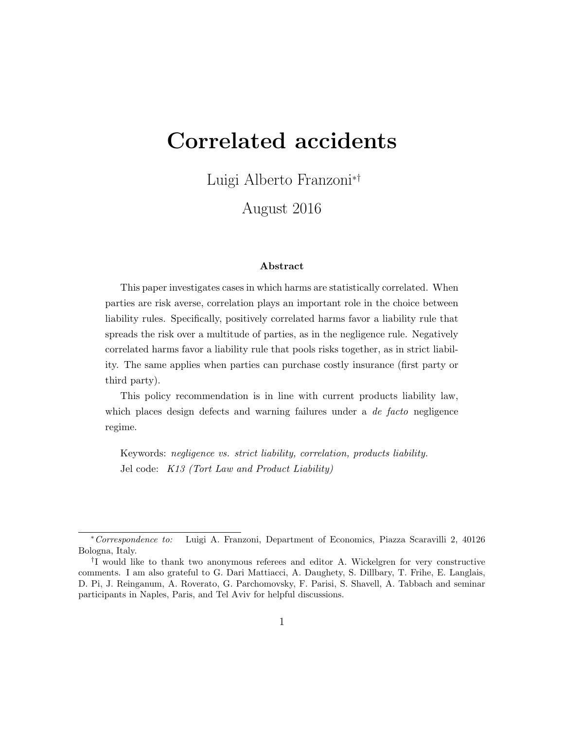# Correlated accidents

Luigi Alberto Franzoni[*†]

August 2016

### Abstract

This paper investigates cases in which harms are statistically correlated. When parties are risk averse, correlation plays an important role in the choice between liability rules. Specifically, positively correlated harms favor a liability rule that spreads the risk over a multitude of parties, as in the negligence rule. Negatively correlated harms favor a liability rule that pools risks together, as in strict liability. The same applies when parties can purchase costly insurance (first party or third party).

This policy recommendation is in line with current products liability law, which places design defects and warning failures under a *de facto* negligence regime.

Keywords: *negligence vs. strict liability, correlation, products liability.*
Jel code: *K13 (Tort Law and Product Liability)*

---

[*] *Correspondence to:* Luigi A. Franzoni, Department of Economics, Piazza Scaravilli 2, 40126 Bologna, Italy.

[†] I would like to thank two anonymous referees and editor A. Wickelgren for very constructive comments. I am also grateful to G. Dari Mattiacci, A. Daughety, S. Dillbary, T. Frihe, E. Langlais, D. Pi, J. Reinganum, A. Roverato, G. Parchomovsky, F. Parisi, S. Shavell, A. Tabbach and seminar participants in Naples, Paris, and Tel Aviv for helpful discussions.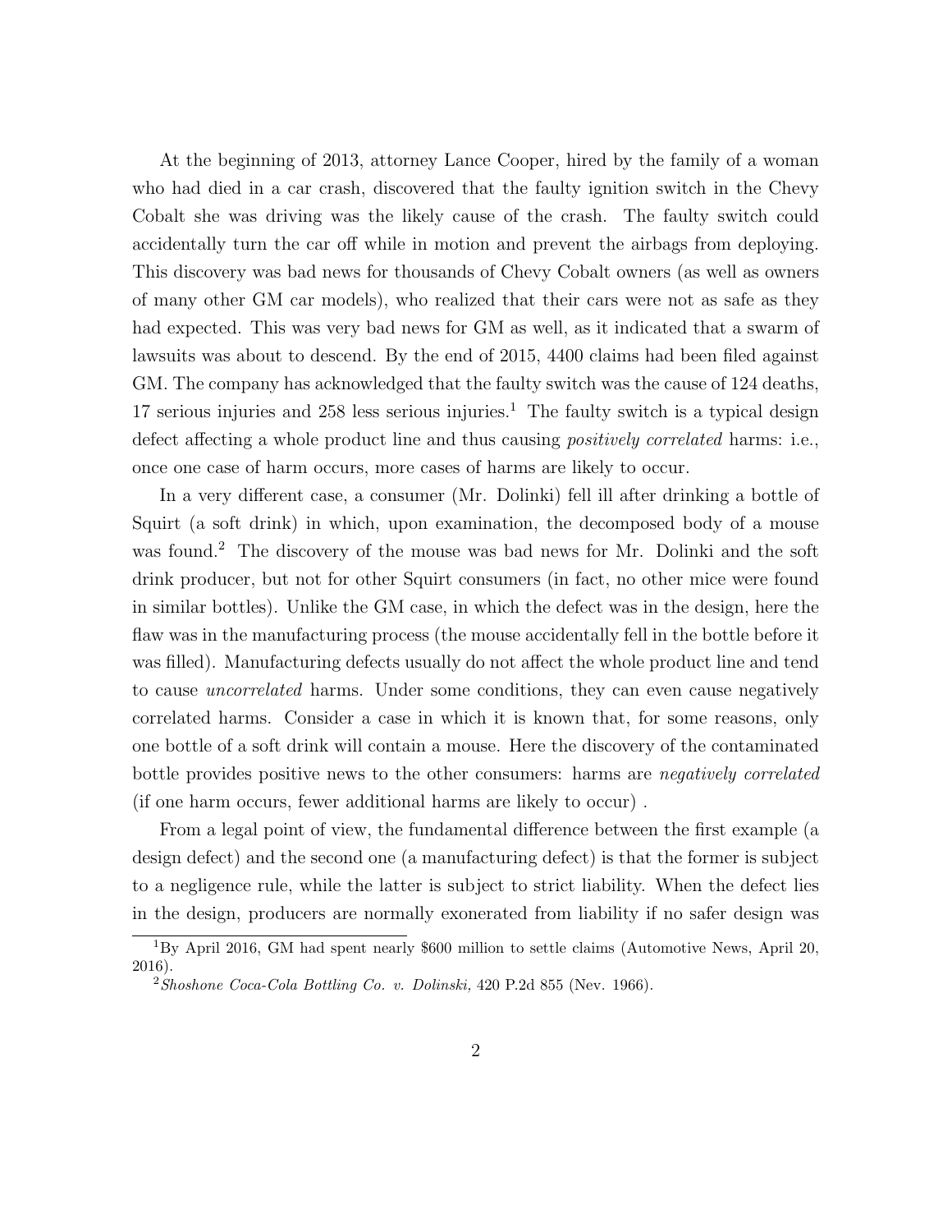At the beginning of 2013, attorney Lance Cooper, hired by the family of a woman who had died in a car crash, discovered that the faulty ignition switch in the Chevy Cobalt she was driving was the likely cause of the crash. The faulty switch could accidentally turn the car off while in motion and prevent the airbags from deploying. This discovery was bad news for thousands of Chevy Cobalt owners (as well as owners of many other GM car models), who realized that their cars were not as safe as they had expected. This was very bad news for GM as well, as it indicated that a swarm of lawsuits was about to descend. By the end of 2015, 4400 claims had been filed against GM. The company has acknowledged that the faulty switch was the cause of 124 deaths, 17 serious injuries and 258 less serious injuries.[1] The faulty switch is a typical design defect affecting a whole product line and thus causing *positively correlated* harms: i.e., once one case of harm occurs, more cases of harms are likely to occur.

In a very different case, a consumer (Mr. Dolinki) fell ill after drinking a bottle of Squirt (a soft drink) in which, upon examination, the decomposed body of a mouse was found.[2] The discovery of the mouse was bad news for Mr. Dolinki and the soft drink producer, but not for other Squirt consumers (in fact, no other mice were found in similar bottles). Unlike the GM case, in which the defect was in the design, here the flaw was in the manufacturing process (the mouse accidentally fell in the bottle before it was filled). Manufacturing defects usually do not affect the whole product line and tend to cause *uncorrelated* harms. Under some conditions, they can even cause negatively correlated harms. Consider a case in which it is known that, for some reasons, only one bottle of a soft drink will contain a mouse. Here the discovery of the contaminated bottle provides positive news to the other consumers: harms are *negatively correlated* (if one harm occurs, fewer additional harms are likely to occur) .

From a legal point of view, the fundamental difference between the first example (a design defect) and the second one (a manufacturing defect) is that the former is subject to a negligence rule, while the latter is subject to strict liability. When the defect lies in the design, producers are normally exonerated from liability if no safer design was

[1] By April 2016, GM had spent nearly $600 million to settle claims (Automotive News, April 20, 2016).

[2] *Shoshone Coca-Cola Bottling Co. v. Dolinski,* 420 P.2d 855 (Nev. 1966).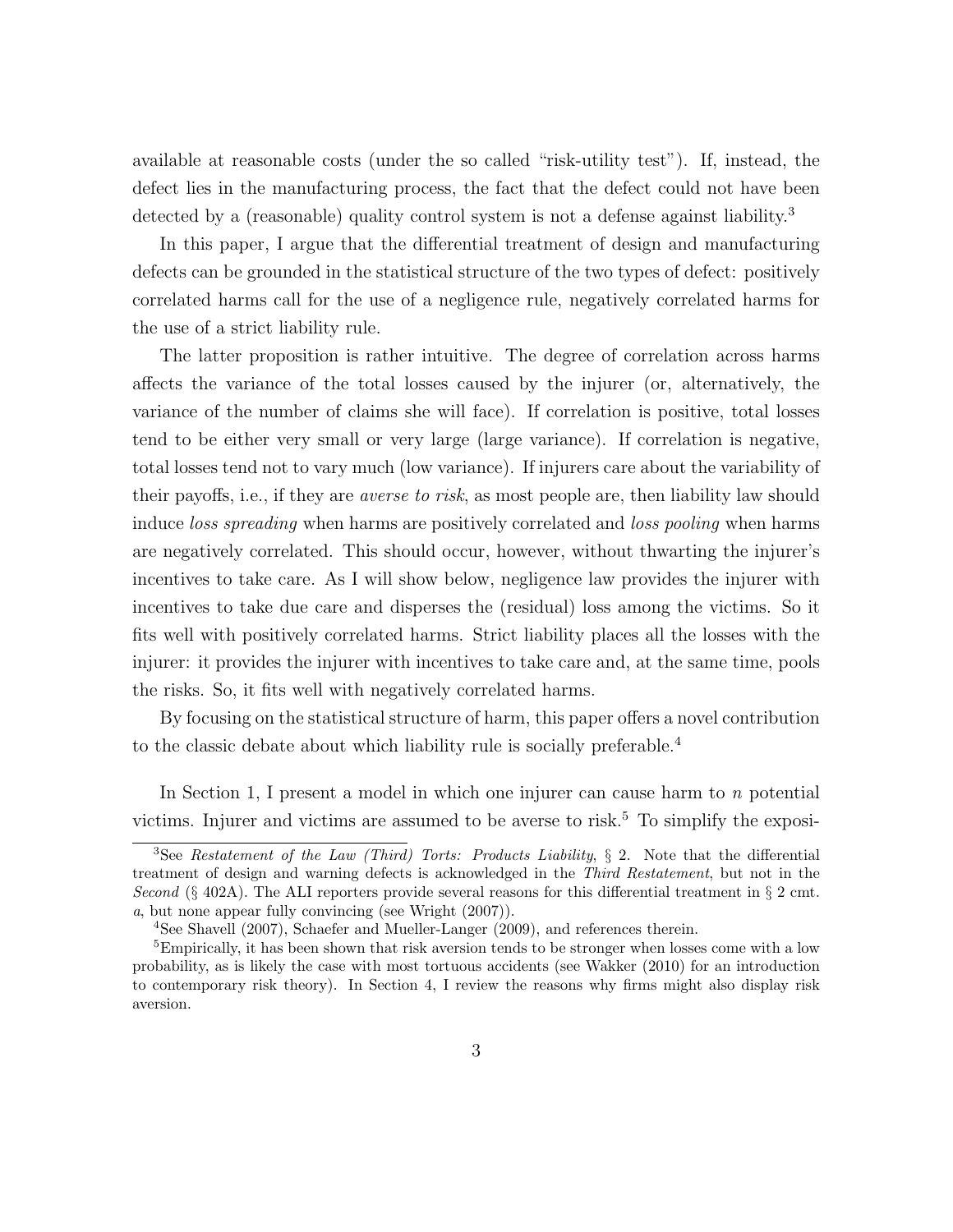available at reasonable costs (under the so called "risk-utility test"). If, instead, the defect lies in the manufacturing process, the fact that the defect could not have been detected by a (reasonable) quality control system is not a defense against liability.[3]

In this paper, I argue that the differential treatment of design and manufacturing defects can be grounded in the statistical structure of the two types of defect: positively correlated harms call for the use of a negligence rule, negatively correlated harms for the use of a strict liability rule.

The latter proposition is rather intuitive. The degree of correlation across harms affects the variance of the total losses caused by the injurer (or, alternatively, the variance of the number of claims she will face). If correlation is positive, total losses tend to be either very small or very large (large variance). If correlation is negative, total losses tend not to vary much (low variance). If injurers care about the variability of their payoffs, i.e., if they are *averse to risk*, as most people are, then liability law should induce *loss spreading* when harms are positively correlated and *loss pooling* when harms are negatively correlated. This should occur, however, without thwarting the injurer's incentives to take care. As I will show below, negligence law provides the injurer with incentives to take due care and disperses the (residual) loss among the victims. So it fits well with positively correlated harms. Strict liability places all the losses with the injurer: it provides the injurer with incentives to take care and, at the same time, pools the risks. So, it fits well with negatively correlated harms.

By focusing on the statistical structure of harm, this paper offers a novel contribution to the classic debate about which liability rule is socially preferable.[4]

In Section 1, I present a model in which one injurer can cause harm to $n$ potential victims. Injurer and victims are assumed to be averse to risk.[5] To simplify the exposi-

[3] See *Restatement of the Law (Third) Torts: Products Liability*, § 2. Note that the differential treatment of design and warning defects is acknowledged in the *Third Restatement*, but not in the *Second* (§ 402A). The ALI reporters provide several reasons for this differential treatment in § 2 cmt. *a*, but none appear fully convincing (see Wright (2007)).

[4] See Shavell (2007), Schaefer and Mueller-Langer (2009), and references therein.

[5] Empirically, it has been shown that risk aversion tends to be stronger when losses come with a low probability, as is likely the case with most tortuous accidents (see Wakker (2010) for an introduction to contemporary risk theory). In Section 4, I review the reasons why firms might also display risk aversion.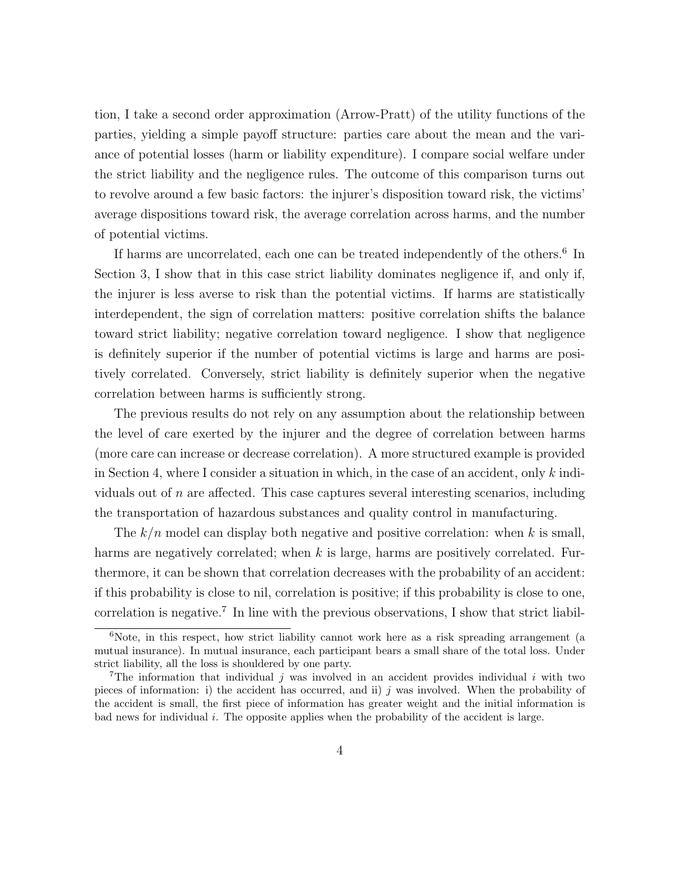tion, I take a second order approximation (Arrow-Pratt) of the utility functions of the parties, yielding a simple payoff structure: parties care about the mean and the variance of potential losses (harm or liability expenditure). I compare social welfare under the strict liability and the negligence rules. The outcome of this comparison turns out to revolve around a few basic factors: the injurer's disposition toward risk, the victims' average dispositions toward risk, the average correlation across harms, and the number of potential victims.

If harms are uncorrelated, each one can be treated independently of the others.[6] In Section 3, I show that in this case strict liability dominates negligence if, and only if, the injurer is less averse to risk than the potential victims. If harms are statistically interdependent, the sign of correlation matters: positive correlation shifts the balance toward strict liability; negative correlation toward negligence. I show that negligence is definitely superior if the number of potential victims is large and harms are positively correlated. Conversely, strict liability is definitely superior when the negative correlation between harms is sufficiently strong.

The previous results do not rely on any assumption about the relationship between the level of care exerted by the injurer and the degree of correlation between harms (more care can increase or decrease correlation). A more structured example is provided in Section 4, where I consider a situation in which, in the case of an accident, only $k$ individuals out of $n$ are affected. This case captures several interesting scenarios, including the transportation of hazardous substances and quality control in manufacturing.

The $k/n$ model can display both negative and positive correlation: when $k$ is small, harms are negatively correlated; when $k$ is large, harms are positively correlated. Furthermore, it can be shown that correlation decreases with the probability of an accident: if this probability is close to nil, correlation is positive; if this probability is close to one, correlation is negative.[7] In line with the previous observations, I show that strict liabil-

---

[6] Note, in this respect, how strict liability cannot work here as a risk spreading arrangement (a mutual insurance). In mutual insurance, each participant bears a small share of the total loss. Under strict liability, all the loss is shouldered by one party.

[7] The information that individual $j$ was involved in an accident provides individual $i$ with two pieces of information: i) the accident has occurred, and ii) $j$ was involved. When the probability of the accident is small, the first piece of information has greater weight and the initial information is bad news for individual $i$. The opposite applies when the probability of the accident is large.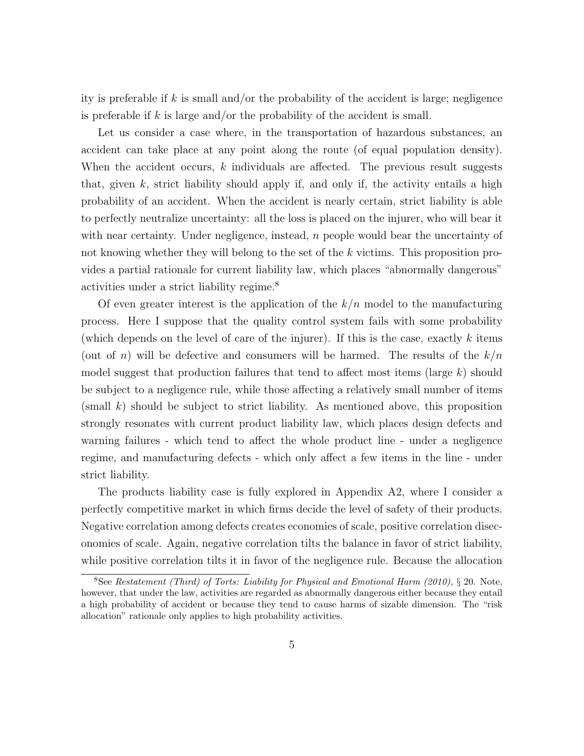ity is preferable if $k$ is small and/or the probability of the accident is large; negligence is preferable if $k$ is large and/or the probability of the accident is small.

Let us consider a case where, in the transportation of hazardous substances, an accident can take place at any point along the route (of equal population density). When the accident occurs, $k$ individuals are affected. The previous result suggests that, given $k$, strict liability should apply if, and only if, the activity entails a high probability of an accident. When the accident is nearly certain, strict liability is able to perfectly neutralize uncertainty: all the loss is placed on the injurer, who will bear it with near certainty. Under negligence, instead, $n$ people would bear the uncertainty of not knowing whether they will belong to the set of the $k$ victims. This proposition provides a partial rationale for current liability law, which places "abnormally dangerous" activities under a strict liability regime.[8]

Of even greater interest is the application of the $k/n$ model to the manufacturing process. Here I suppose that the quality control system fails with some probability (which depends on the level of care of the injurer). If this is the case, exactly $k$ items (out of $n$) will be defective and consumers will be harmed. The results of the $k/n$ model suggest that production failures that tend to affect most items (large $k$) should be subject to a negligence rule, while those affecting a relatively small number of items (small $k$) should be subject to strict liability. As mentioned above, this proposition strongly resonates with current product liability law, which places design defects and warning failures - which tend to affect the whole product line - under a negligence regime, and manufacturing defects - which only affect a few items in the line - under strict liability.

The products liability case is fully explored in Appendix A2, where I consider a perfectly competitive market in which firms decide the level of safety of their products. Negative correlation among defects creates economies of scale, positive correlation diseconomies of scale. Again, negative correlation tilts the balance in favor of strict liability, while positive correlation tilts it in favor of the negligence rule. Because the allocation

[8] See *Restatement (Third) of Torts: Liability for Physical and Emotional Harm (2010)*, § 20. Note, however, that under the law, activities are regarded as abnormally dangerous either because they entail a high probability of accident or because they tend to cause harms of sizable dimension. The "risk allocation" rationale only applies to high probability activities.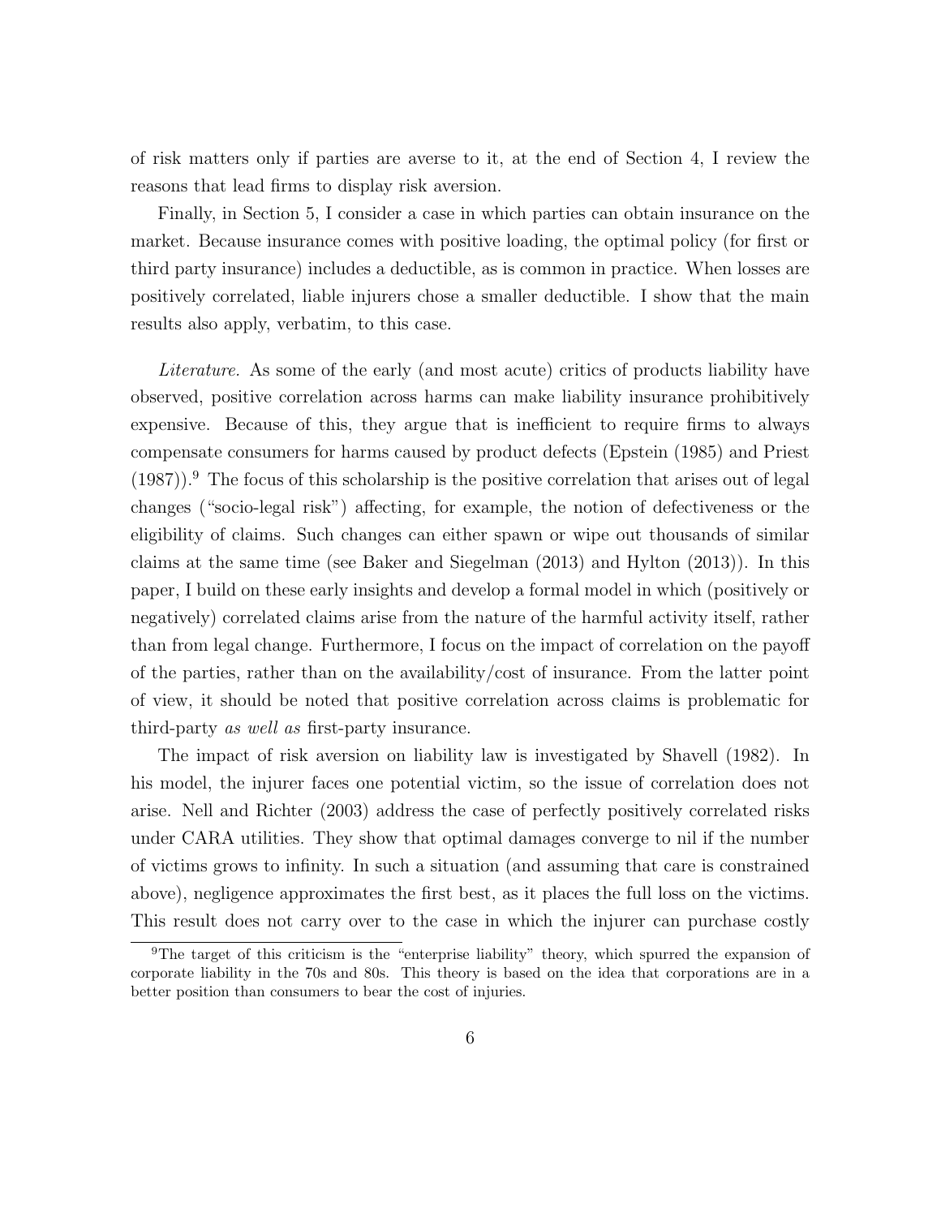of risk matters only if parties are averse to it, at the end of Section 4, I review the reasons that lead firms to display risk aversion.

Finally, in Section 5, I consider a case in which parties can obtain insurance on the market. Because insurance comes with positive loading, the optimal policy (for first or third party insurance) includes a deductible, as is common in practice. When losses are positively correlated, liable injurers chose a smaller deductible. I show that the main results also apply, verbatim, to this case.

*Literature.* As some of the early (and most acute) critics of products liability have observed, positive correlation across harms can make liability insurance prohibitively expensive. Because of this, they argue that is inefficient to require firms to always compensate consumers for harms caused by product defects (Epstein (1985) and Priest (1987)).[9] The focus of this scholarship is the positive correlation that arises out of legal changes ("socio-legal risk") affecting, for example, the notion of defectiveness or the eligibility of claims. Such changes can either spawn or wipe out thousands of similar claims at the same time (see Baker and Siegelman (2013) and Hylton (2013)). In this paper, I build on these early insights and develop a formal model in which (positively or negatively) correlated claims arise from the nature of the harmful activity itself, rather than from legal change. Furthermore, I focus on the impact of correlation on the payoff of the parties, rather than on the availability/cost of insurance. From the latter point of view, it should be noted that positive correlation across claims is problematic for third-party *as well as* first-party insurance.

The impact of risk aversion on liability law is investigated by Shavell (1982). In his model, the injurer faces one potential victim, so the issue of correlation does not arise. Nell and Richter (2003) address the case of perfectly positively correlated risks under CARA utilities. They show that optimal damages converge to nil if the number of victims grows to infinity. In such a situation (and assuming that care is constrained above), negligence approximates the first best, as it places the full loss on the victims. This result does not carry over to the case in which the injurer can purchase costly

[9] The target of this criticism is the "enterprise liability" theory, which spurred the expansion of corporate liability in the 70s and 80s. This theory is based on the idea that corporations are in a better position than consumers to bear the cost of injuries.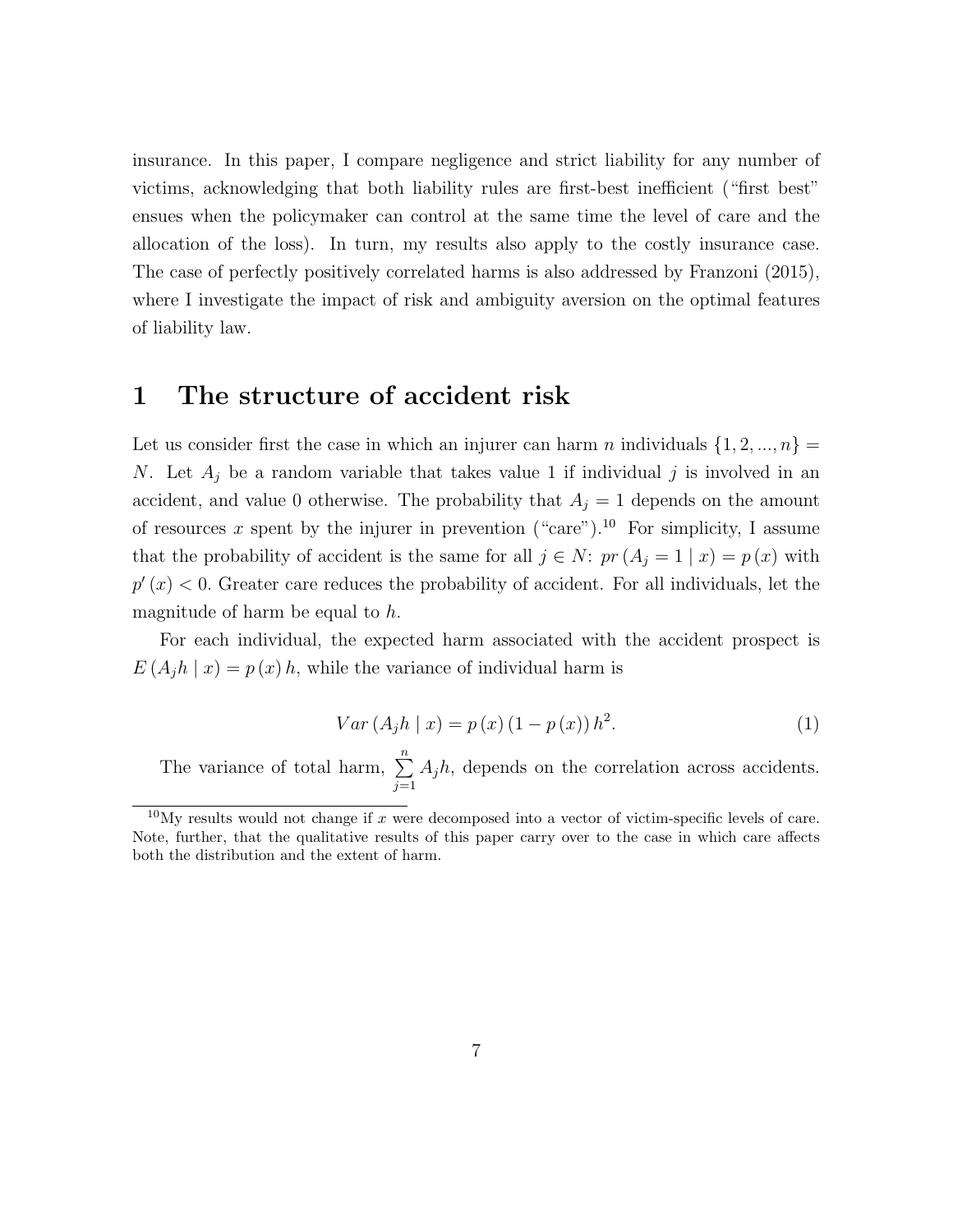insurance. In this paper, I compare negligence and strict liability for any number of victims, acknowledging that both liability rules are first-best inefficient ("first best" ensues when the policymaker can control at the same time the level of care and the allocation of the loss). In turn, my results also apply to the costly insurance case. The case of perfectly positively correlated harms is also addressed by Franzoni (2015), where I investigate the impact of risk and ambiguity aversion on the optimal features of liability law.

# 1 The structure of accident risk

Let us consider first the case in which an injurer can harm $n$ individuals $\{1, 2, ..., n\} = N$. Let $A_j$ be a random variable that takes value 1 if individual $j$ is involved in an accident, and value 0 otherwise. The probability that $A_j = 1$ depends on the amount of resources $x$ spent by the injurer in prevention ("care").[10] For simplicity, I assume that the probability of accident is the same for all $j \in N$: $pr(A_j = 1 \mid x) = p(x)$ with $p'(x) < 0$. Greater care reduces the probability of accident. For all individuals, let the magnitude of harm be equal to $h$.

For each individual, the expected harm associated with the accident prospect is $E(A_j h \mid x) = p(x) h$, while the variance of individual harm is

$$Var(A_j h \mid x) = p(x)(1 - p(x)) h^2. \tag{1}$$

The variance of total harm, $\sum_{j=1}^{n} A_j h$, depends on the correlation across accidents.

[10] My results would not change if $x$ were decomposed into a vector of victim-specific levels of care. Note, further, that the qualitative results of this paper carry over to the case in which care affects both the distribution and the extent of harm.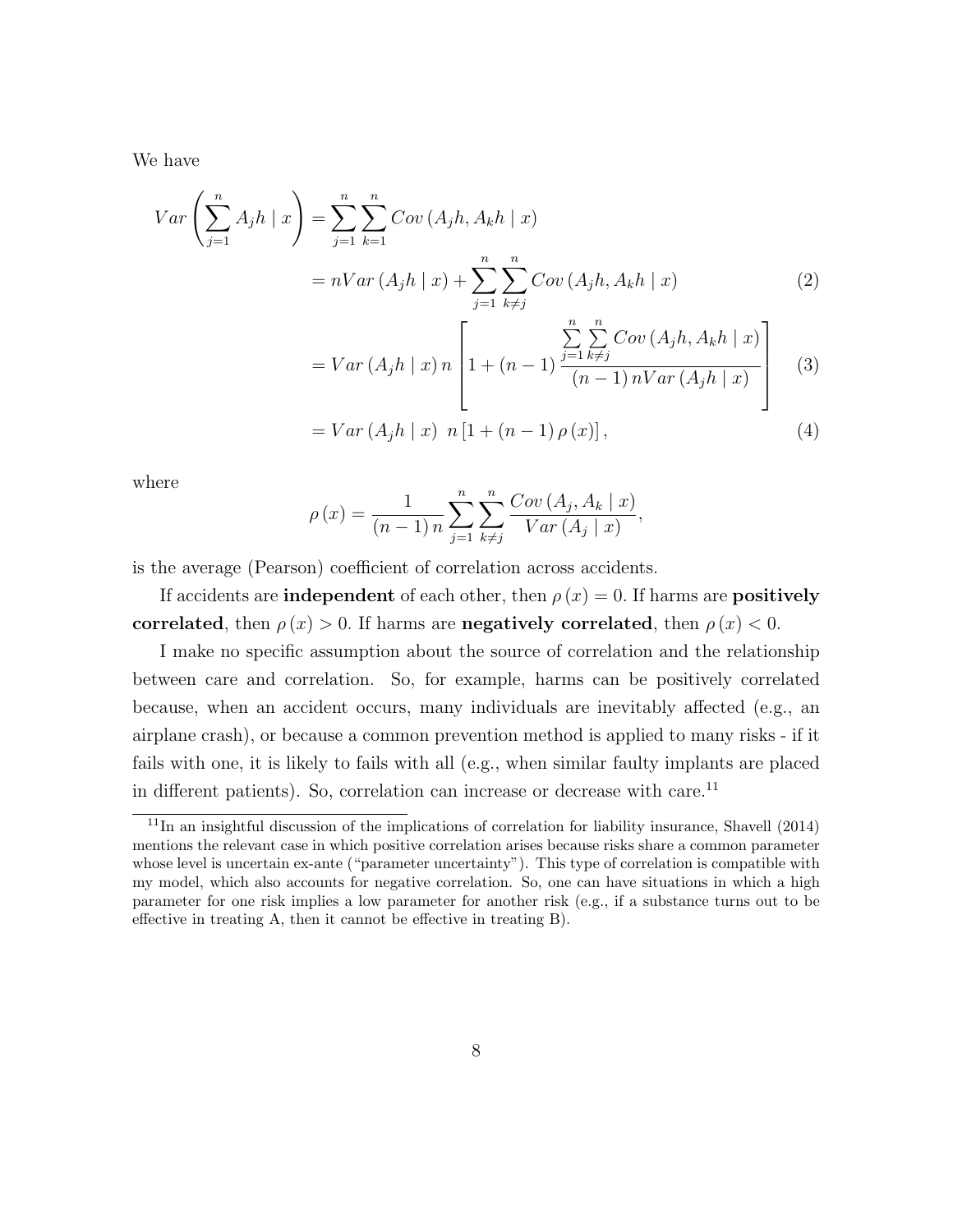We have

$$
\begin{aligned}
Var\left(\sum_{j=1}^{n} A_j h \mid x\right) &= \sum_{j=1}^{n}\sum_{k=1}^{n} Cov\left(A_j h, A_k h \mid x\right) \\
&= nVar\left(A_j h \mid x\right) + \sum_{j=1}^{n}\sum_{k\neq j}^{n} Cov\left(A_j h, A_k h \mid x\right) \qquad (2) \\
&= Var\left(A_j h \mid x\right) n \left[1 + (n-1)\frac{\sum_{j=1}^{n}\sum_{k\neq j}^{n} Cov\left(A_j h, A_k h \mid x\right)}{(n-1)\, nVar\left(A_j h \mid x\right)}\right] \qquad (3) \\
&= Var\left(A_j h \mid x\right)\ n\left[1 + (n-1)\rho(x)\right], \qquad (4)
\end{aligned}
$$

where

$$
\rho(x) = \frac{1}{(n-1)\, n}\sum_{j=1}^{n}\sum_{k\neq j}^{n}\frac{Cov\left(A_j, A_k \mid x\right)}{Var\left(A_j \mid x\right)},
$$

is the average (Pearson) coefficient of correlation across accidents.

If accidents are **independent** of each other, then $\rho(x) = 0$. If harms are **positively correlated**, then $\rho(x) > 0$. If harms are **negatively correlated**, then $\rho(x) < 0$.

I make no specific assumption about the source of correlation and the relationship between care and correlation. So, for example, harms can be positively correlated because, when an accident occurs, many individuals are inevitably affected (e.g., an airplane crash), or because a common prevention method is applied to many risks - if it fails with one, it is likely to fails with all (e.g., when similar faulty implants are placed in different patients). So, correlation can increase or decrease with care.[11]

[11] In an insightful discussion of the implications of correlation for liability insurance, Shavell (2014) mentions the relevant case in which positive correlation arises because risks share a common parameter whose level is uncertain ex-ante ("parameter uncertainty"). This type of correlation is compatible with my model, which also accounts for negative correlation. So, one can have situations in which a high parameter for one risk implies a low parameter for another risk (e.g., if a substance turns out to be effective in treating A, then it cannot be effective in treating B).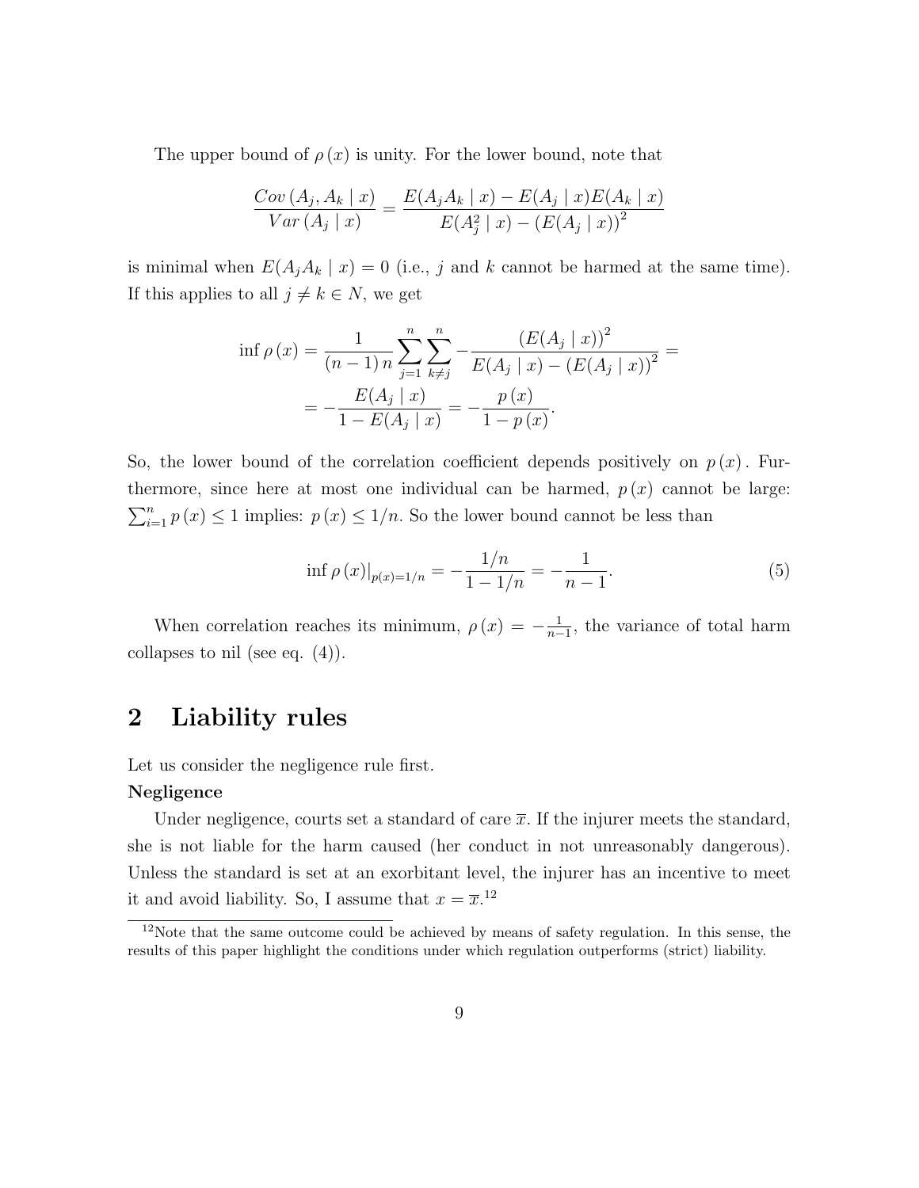The upper bound of $\rho(x)$ is unity. For the lower bound, note that

$$\frac{Cov(A_j, A_k \mid x)}{Var(A_j \mid x)} = \frac{E(A_j A_k \mid x) - E(A_j \mid x)E(A_k \mid x)}{E(A_j^2 \mid x) - (E(A_j \mid x))^2}$$

is minimal when $E(A_j A_k \mid x) = 0$ (i.e., $j$ and $k$ cannot be harmed at the same time). If this applies to all $j \neq k \in N$, we get

$$\inf \rho(x) = \frac{1}{(n-1)n} \sum_{j=1}^{n} \sum_{k \neq j}^{n} -\frac{(E(A_j \mid x))^2}{E(A_j \mid x) - (E(A_j \mid x))^2} =$$
$$= -\frac{E(A_j \mid x)}{1 - E(A_j \mid x)} = -\frac{p(x)}{1 - p(x)}.$$

So, the lower bound of the correlation coefficient depends positively on $p(x)$. Furthermore, since here at most one individual can be harmed, $p(x)$ cannot be large: $\sum_{i=1}^{n} p(x) \leq 1$ implies: $p(x) \leq 1/n$. So the lower bound cannot be less than

$$\inf \rho(x)|_{p(x)=1/n} = -\frac{1/n}{1 - 1/n} = -\frac{1}{n-1}. \tag{5}$$

When correlation reaches its minimum, $\rho(x) = -\frac{1}{n-1}$, the variance of total harm collapses to nil (see eq. (4)).

## 2 Liability rules

Let us consider the negligence rule first.

**Negligence**

Under negligence, courts set a standard of care $\overline{x}$. If the injurer meets the standard, she is not liable for the harm caused (her conduct in not unreasonably dangerous). Unless the standard is set at an exorbitant level, the injurer has an incentive to meet it and avoid liability. So, I assume that $x = \overline{x}$.[12]

[12] Note that the same outcome could be achieved by means of safety regulation. In this sense, the results of this paper highlight the conditions under which regulation outperforms (strict) liability.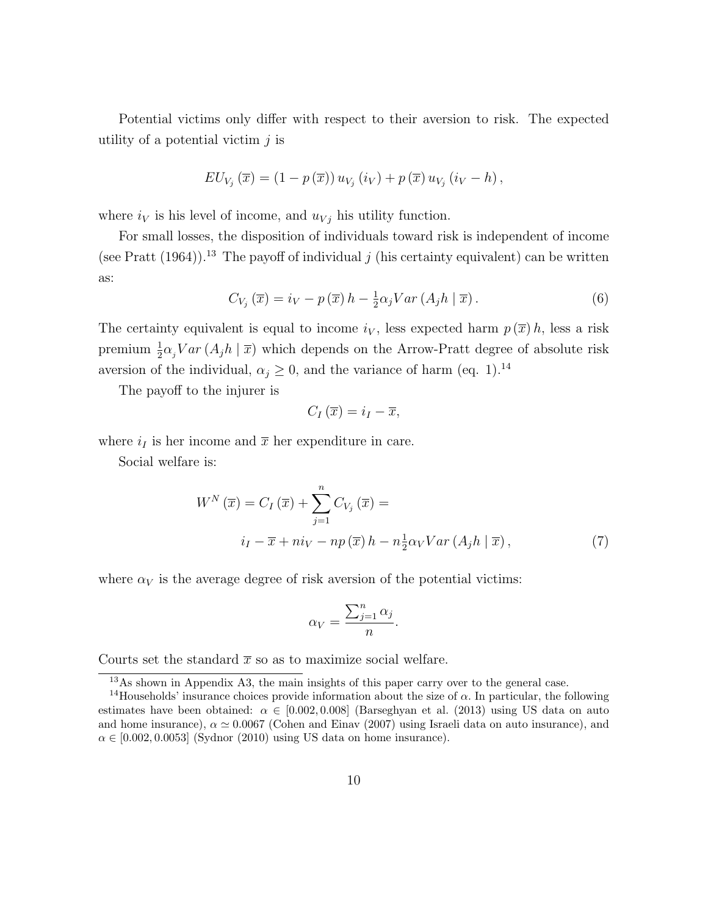Potential victims only differ with respect to their aversion to risk. The expected utility of a potential victim $j$ is

$$EU_{V_j}(\overline{x}) = (1 - p(\overline{x}))\, u_{V_j}(i_V) + p(\overline{x})\, u_{V_j}(i_V - h),$$

where $i_V$ is his level of income, and $u_{Vj}$ his utility function.

For small losses, the disposition of individuals toward risk is independent of income (see Pratt (1964)).[13] The payoff of individual $j$ (his certainty equivalent) can be written as:

$$C_{V_j}(\overline{x}) = i_V - p(\overline{x})\, h - \tfrac{1}{2}\alpha_j Var(A_j h \mid \overline{x}). \tag{6}$$

The certainty equivalent is equal to income $i_V$, less expected harm $p(\overline{x})\, h$, less a risk premium $\frac{1}{2}\alpha_j Var(A_j h \mid \overline{x})$ which depends on the Arrow-Pratt degree of absolute risk aversion of the individual, $\alpha_j \geq 0$, and the variance of harm (eq. 1).[14]

The payoff to the injurer is

$$C_I(\overline{x}) = i_I - \overline{x},$$

where $i_I$ is her income and $\overline{x}$ her expenditure in care.

Social welfare is:

$$\begin{aligned} W^N(\overline{x}) &= C_I(\overline{x}) + \sum_{j=1}^{n} C_{V_j}(\overline{x}) = \\ &i_I - \overline{x} + n i_V - n p(\overline{x})\, h - n\tfrac{1}{2}\alpha_V Var(A_j h \mid \overline{x}), \end{aligned} \tag{7}$$

where $\alpha_V$ is the average degree of risk aversion of the potential victims:

$$\alpha_V = \frac{\sum_{j=1}^{n} \alpha_j}{n}.$$

Courts set the standard $\overline{x}$ so as to maximize social welfare.

[13] As shown in Appendix A3, the main insights of this paper carry over to the general case.

[14] Households' insurance choices provide information about the size of $\alpha$. In particular, the following estimates have been obtained: $\alpha \in [0.002, 0.008]$ (Barseghyan et al. (2013) using US data on auto and home insurance), $\alpha \simeq 0.0067$ (Cohen and Einav (2007) using Israeli data on auto insurance), and $\alpha \in [0.002, 0.0053]$ (Sydnor (2010) using US data on home insurance).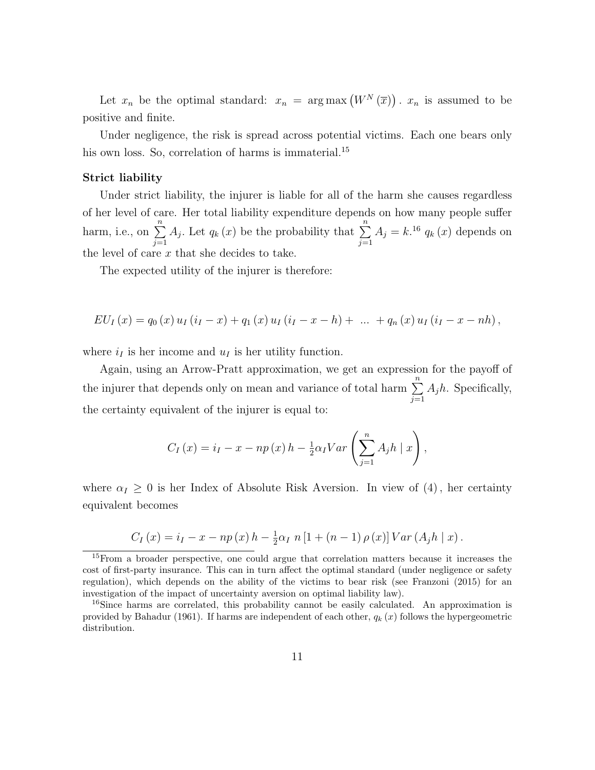Let $x_n$ be the optimal standard: $x_n = \arg\max \left(W^N\left(\overline{x}\right)\right)$. $x_n$ is assumed to be positive and finite.

Under negligence, the risk is spread across potential victims. Each one bears only his own loss. So, correlation of harms is immaterial.[15]

**Strict liability**

Under strict liability, the injurer is liable for all of the harm she causes regardless of her level of care. Her total liability expenditure depends on how many people suffer harm, i.e., on $\sum_{j=1}^{n} A_j$. Let $q_k\left(x\right)$ be the probability that $\sum_{j=1}^{n} A_j = k$.[16] $q_k\left(x\right)$ depends on the level of care $x$ that she decides to take.

The expected utility of the injurer is therefore:

$$EU_I\left(x\right) = q_0\left(x\right) u_I\left(i_I - x\right) + q_1\left(x\right) u_I\left(i_I - x - h\right) + \ ... \ + q_n\left(x\right) u_I\left(i_I - x - nh\right),$$

where $i_I$ is her income and $u_I$ is her utility function.

Again, using an Arrow-Pratt approximation, we get an expression for the payoff of the injurer that depends only on mean and variance of total harm $\sum_{j=1}^{n} A_j h$. Specifically, the certainty equivalent of the injurer is equal to:

$$C_I\left(x\right) = i_I - x - np\left(x\right)h - \tfrac{1}{2}\alpha_I Var\left(\sum_{j=1}^{n} A_j h \mid x\right),$$

where $\alpha_I \geq 0$ is her Index of Absolute Risk Aversion. In view of $(4)$, her certainty equivalent becomes

$$C_I\left(x\right) = i_I - x - np\left(x\right)h - \tfrac{1}{2}\alpha_I \ n\left[1 + \left(n-1\right)\rho\left(x\right)\right] Var\left(A_j h \mid x\right).$$

---

[15] From a broader perspective, one could argue that correlation matters because it increases the cost of first-party insurance. This can in turn affect the optimal standard (under negligence or safety regulation), which depends on the ability of the victims to bear risk (see Franzoni (2015) for an investigation of the impact of uncertainty aversion on optimal liability law).

[16] Since harms are correlated, this probability cannot be easily calculated. An approximation is provided by Bahadur (1961). If harms are independent of each other, $q_k\left(x\right)$ follows the hypergeometric distribution.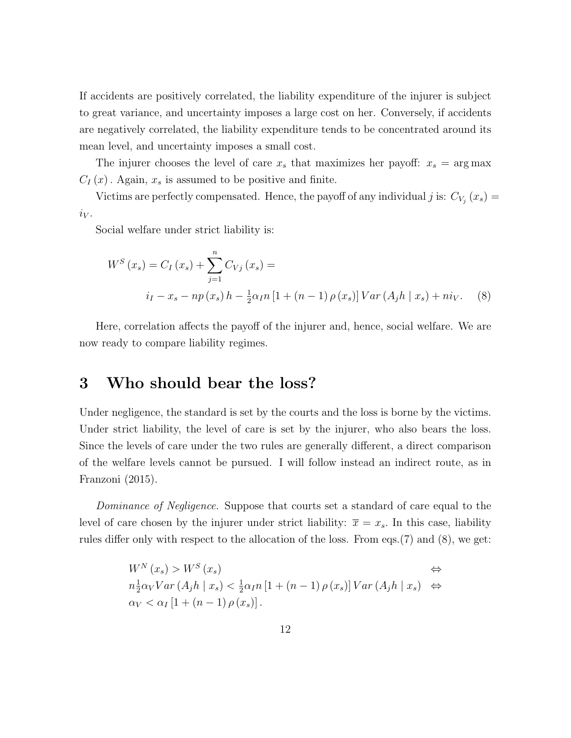If accidents are positively correlated, the liability expenditure of the injurer is subject to great variance, and uncertainty imposes a large cost on her. Conversely, if accidents are negatively correlated, the liability expenditure tends to be concentrated around its mean level, and uncertainty imposes a small cost.

The injurer chooses the level of care $x_s$ that maximizes her payoff: $x_s = \arg\max C_I(x)$. Again, $x_s$ is assumed to be positive and finite.

Victims are perfectly compensated. Hence, the payoff of any individual $j$ is: $C_{V_j}(x_s) = i_V$.

Social welfare under strict liability is:

$$W^S(x_s) = C_I(x_s) + \sum_{j=1}^{n} C_{Vj}(x_s) =$$
$$i_I - x_s - np(x_s)h - \tfrac{1}{2}\alpha_I n \left[1 + (n-1)\rho(x_s)\right] Var(A_j h \mid x_s) + ni_V. \quad (8)$$

Here, correlation affects the payoff of the injurer and, hence, social welfare. We are now ready to compare liability regimes.

# 3 Who should bear the loss?

Under negligence, the standard is set by the courts and the loss is borne by the victims. Under strict liability, the level of care is set by the injurer, who also bears the loss. Since the levels of care under the two rules are generally different, a direct comparison of the welfare levels cannot be pursued. I will follow instead an indirect route, as in Franzoni (2015).

*Dominance of Negligence.* Suppose that courts set a standard of care equal to the level of care chosen by the injurer under strict liability: $\overline{x} = x_s$. In this case, liability rules differ only with respect to the allocation of the loss. From eqs.(7) and (8), we get:

$$W^N(x_s) > W^S(x_s) \quad \Leftrightarrow$$
$$n\tfrac{1}{2}\alpha_V Var(A_j h \mid x_s) < \tfrac{1}{2}\alpha_I n \left[1 + (n-1)\rho(x_s)\right] Var(A_j h \mid x_s) \quad \Leftrightarrow$$
$$\alpha_V < \alpha_I \left[1 + (n-1)\rho(x_s)\right].$$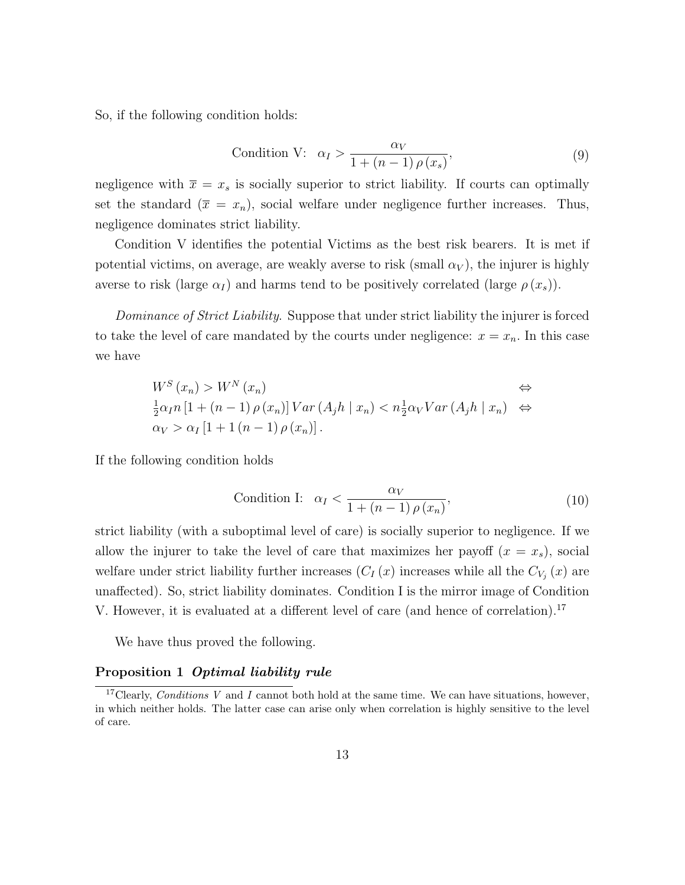So, if the following condition holds:

$$\text{Condition V:} \quad \alpha_I > \frac{\alpha_V}{1 + (n-1)\,\rho\,(x_s)}, \tag{9}$$

negligence with $\overline{x} = x_s$ is socially superior to strict liability. If courts can optimally set the standard ($\overline{x} = x_n$), social welfare under negligence further increases. Thus, negligence dominates strict liability.

Condition V identifies the potential Victims as the best risk bearers. It is met if potential victims, on average, are weakly averse to risk (small $\alpha_V$), the injurer is highly averse to risk (large $\alpha_I$) and harms tend to be positively correlated (large $\rho\,(x_s)$).

*Dominance of Strict Liability*. Suppose that under strict liability the injurer is forced to take the level of care mandated by the courts under negligence: $x = x_n$. In this case we have

$$\begin{aligned}
&W^S(x_n) > W^N(x_n) && \Leftrightarrow \\
&\tfrac{1}{2}\alpha_I n\left[1 + (n-1)\,\rho\,(x_n)\right] Var\left(A_j h \mid x_n\right) < n\tfrac{1}{2}\alpha_V Var\left(A_j h \mid x_n\right) && \Leftrightarrow \\
&\alpha_V > \alpha_I\left[1 + 1\,(n-1)\,\rho\,(x_n)\right].
\end{aligned}$$

If the following condition holds

$$\text{Condition I:} \quad \alpha_I < \frac{\alpha_V}{1 + (n-1)\,\rho\,(x_n)}, \tag{10}$$

strict liability (with a suboptimal level of care) is socially superior to negligence. If we allow the injurer to take the level of care that maximizes her payoff ($x = x_s$), social welfare under strict liability further increases ($C_I(x)$ increases while all the $C_{V_j}(x)$ are unaffected). So, strict liability dominates. Condition I is the mirror image of Condition V. However, it is evaluated at a different level of care (and hence of correlation).[17]

We have thus proved the following.

**Proposition 1** ***Optimal liability rule***

[17] Clearly, *Conditions V* and *I* cannot both hold at the same time. We can have situations, however, in which neither holds. The latter case can arise only when correlation is highly sensitive to the level of care.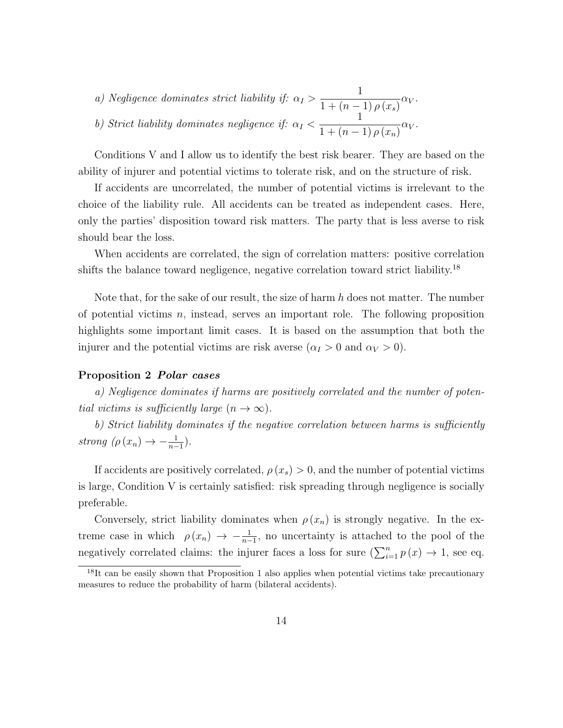*a) Negligence dominates strict liability if:* $\alpha_I > \dfrac{1}{1+(n-1)\rho(x_s)}\alpha_V$.

*b) Strict liability dominates negligence if:* $\alpha_I < \dfrac{1}{1+(n-1)\rho(x_n)}\alpha_V$.

Conditions V and I allow us to identify the best risk bearer. They are based on the ability of injurer and potential victims to tolerate risk, and on the structure of risk.

If accidents are uncorrelated, the number of potential victims is irrelevant to the choice of the liability rule. All accidents can be treated as independent cases. Here, only the parties' disposition toward risk matters. The party that is less averse to risk should bear the loss.

When accidents are correlated, the sign of correlation matters: positive correlation shifts the balance toward negligence, negative correlation toward strict liability.[18]

Note that, for the sake of our result, the size of harm $h$ does not matter. The number of potential victims $n$, instead, serves an important role. The following proposition highlights some important limit cases. It is based on the assumption that both the injurer and the potential victims are risk averse ($\alpha_I > 0$ and $\alpha_V > 0$).

**Proposition 2** ***Polar cases***

*a) Negligence dominates if harms are positively correlated and the number of potential victims is sufficiently large ($n \to \infty$).*

*b) Strict liability dominates if the negative correlation between harms is sufficiently strong ($\rho(x_n) \to -\frac{1}{n-1}$).*

If accidents are positively correlated, $\rho(x_s) > 0$, and the number of potential victims is large, Condition V is certainly satisfied: risk spreading through negligence is socially preferable.

Conversely, strict liability dominates when $\rho(x_n)$ is strongly negative. In the extreme case in which $\rho(x_n) \to -\frac{1}{n-1}$, no uncertainty is attached to the pool of the negatively correlated claims: the injurer faces a loss for sure ($\sum_{i=1}^{n} p(x) \to 1$, see eq.

[18] It can be easily shown that Proposition 1 also applies when potential victims take precautionary measures to reduce the probability of harm (bilateral accidents).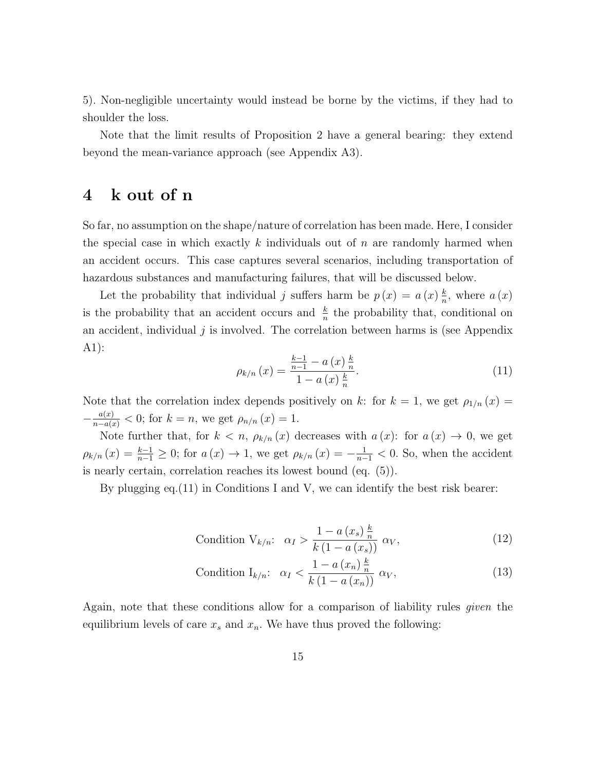5). Non-negligible uncertainty would instead be borne by the victims, if they had to shoulder the loss.

Note that the limit results of Proposition 2 have a general bearing: they extend beyond the mean-variance approach (see Appendix A3).

# 4 k out of n

So far, no assumption on the shape/nature of correlation has been made. Here, I consider the special case in which exactly $k$ individuals out of $n$ are randomly harmed when an accident occurs. This case captures several scenarios, including transportation of hazardous substances and manufacturing failures, that will be discussed below.

Let the probability that individual $j$ suffers harm be $p(x) = a(x)\frac{k}{n}$, where $a(x)$ is the probability that an accident occurs and $\frac{k}{n}$ the probability that, conditional on an accident, individual $j$ is involved. The correlation between harms is (see Appendix A1):

$$\rho_{k/n}(x) = \frac{\frac{k-1}{n-1} - a(x)\frac{k}{n}}{1 - a(x)\frac{k}{n}}. \tag{11}$$

Note that the correlation index depends positively on $k$: for $k = 1$, we get $\rho_{1/n}(x) = -\frac{a(x)}{n-a(x)} < 0$; for $k = n$, we get $\rho_{n/n}(x) = 1$.

Note further that, for $k < n$, $\rho_{k/n}(x)$ decreases with $a(x)$: for $a(x) \to 0$, we get $\rho_{k/n}(x) = \frac{k-1}{n-1} \geq 0$; for $a(x) \to 1$, we get $\rho_{k/n}(x) = -\frac{1}{n-1} < 0$. So, when the accident is nearly certain, correlation reaches its lowest bound (eq. (5)).

By plugging eq.(11) in Conditions I and V, we can identify the best risk bearer:

$$\text{Condition V}_{k/n}\text{:} \quad \alpha_I > \frac{1 - a(x_s)\frac{k}{n}}{k(1 - a(x_s))}\,\alpha_V, \tag{12}$$

$$\text{Condition I}_{k/n}\text{:} \quad \alpha_I < \frac{1 - a(x_n)\frac{k}{n}}{k(1 - a(x_n))}\,\alpha_V, \tag{13}$$

Again, note that these conditions allow for a comparison of liability rules *given* the equilibrium levels of care $x_s$ and $x_n$. We have thus proved the following: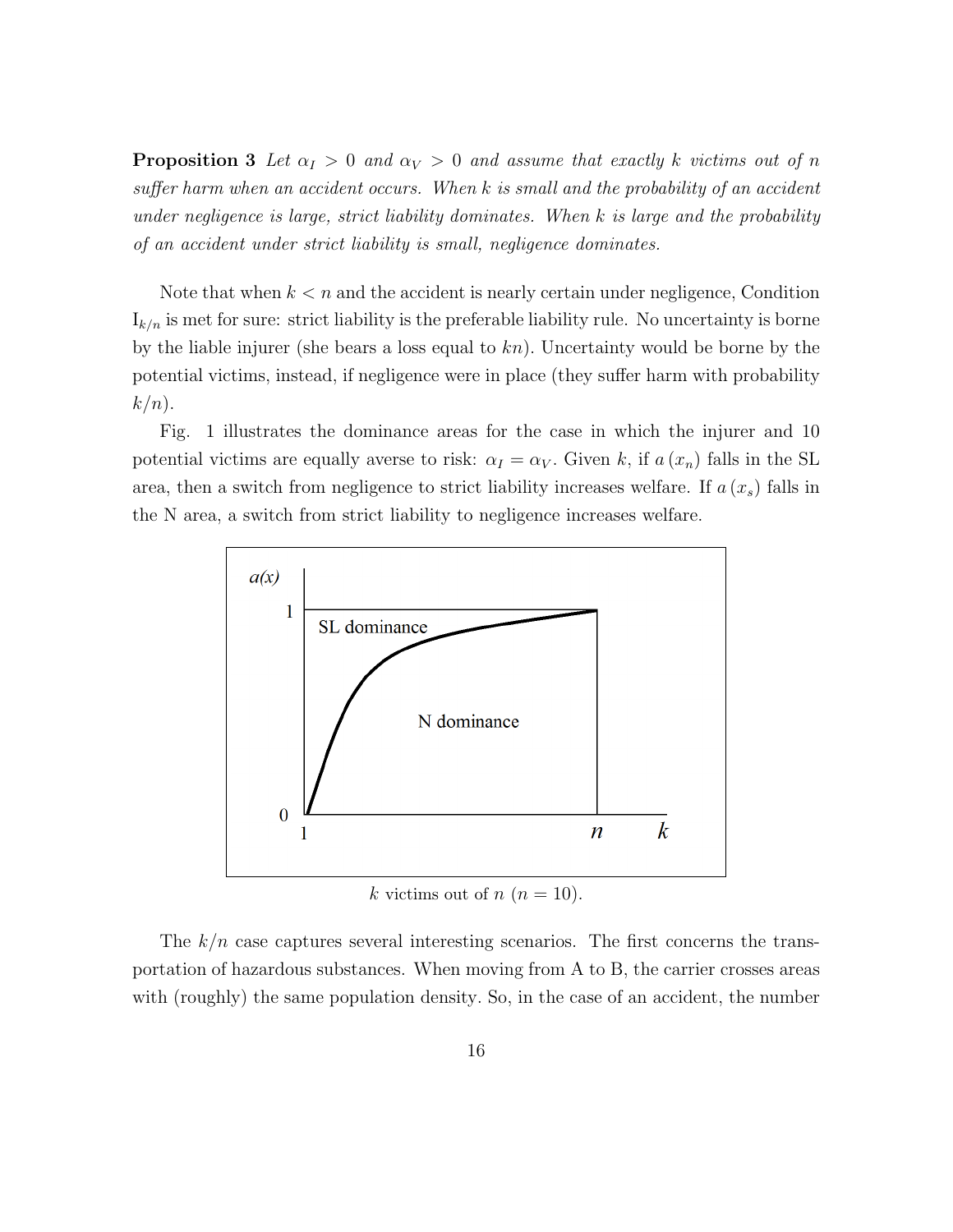**Proposition 3** *Let $\alpha_I > 0$ and $\alpha_V > 0$ and assume that exactly $k$ victims out of $n$ suffer harm when an accident occurs. When $k$ is small and the probability of an accident under negligence is large, strict liability dominates. When $k$ is large and the probability of an accident under strict liability is small, negligence dominates.*

Note that when $k < n$ and the accident is nearly certain under negligence, Condition $\text{I}_{k/n}$ is met for sure: strict liability is the preferable liability rule. No uncertainty is borne by the liable injurer (she bears a loss equal to $kn$). Uncertainty would be borne by the potential victims, instead, if negligence were in place (they suffer harm with probability $k/n$).

Fig. 1 illustrates the dominance areas for the case in which the injurer and 10 potential victims are equally averse to risk: $\alpha_I = \alpha_V$. Given $k$, if $a(x_n)$ falls in the SL area, then a switch from negligence to strict liability increases welfare. If $a(x_s)$ falls in the N area, a switch from strict liability to negligence increases welfare.

$k$ victims out of $n$ ($n = 10$).

The $k/n$ case captures several interesting scenarios. The first concerns the transportation of hazardous substances. When moving from A to B, the carrier crosses areas with (roughly) the same population density. So, in the case of an accident, the number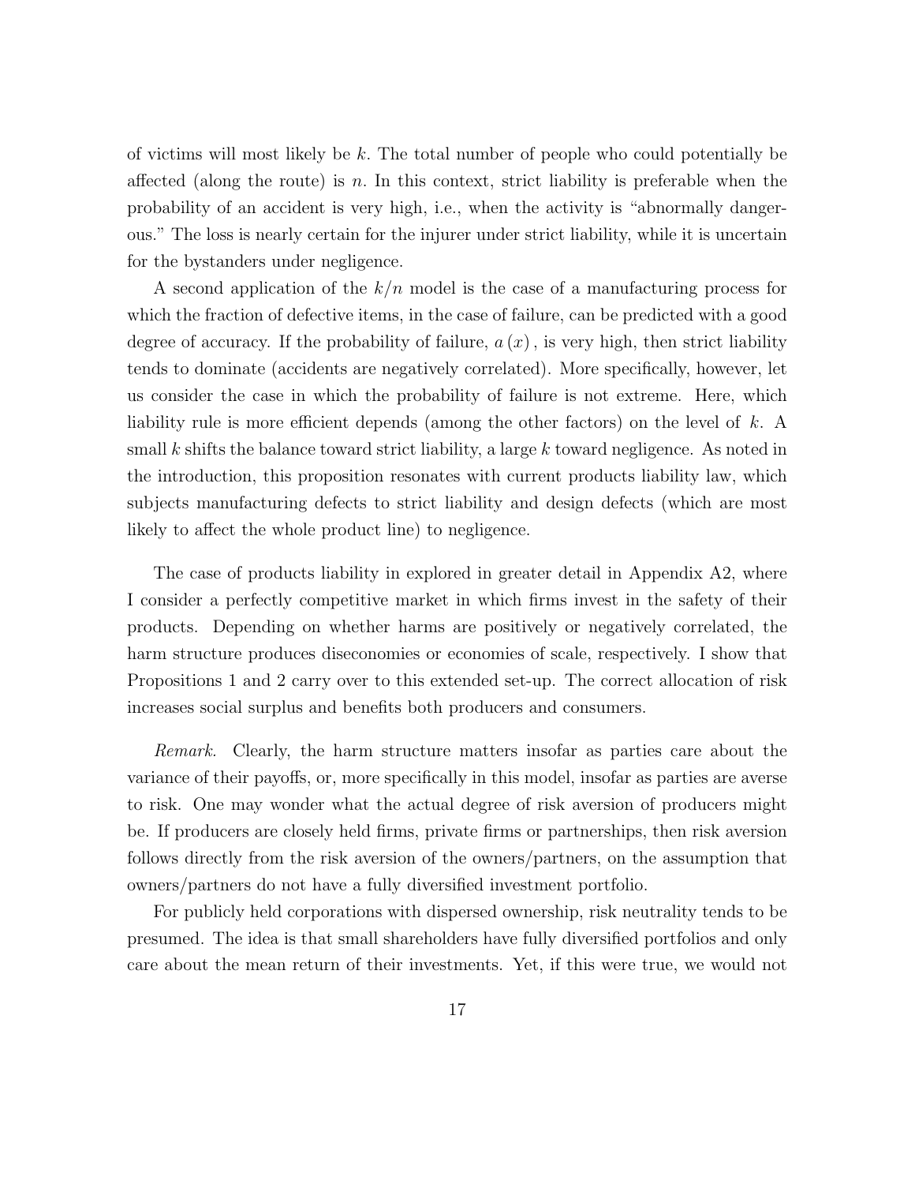of victims will most likely be $k$. The total number of people who could potentially be affected (along the route) is $n$. In this context, strict liability is preferable when the probability of an accident is very high, i.e., when the activity is "abnormally dangerous." The loss is nearly certain for the injurer under strict liability, while it is uncertain for the bystanders under negligence.

A second application of the $k/n$ model is the case of a manufacturing process for which the fraction of defective items, in the case of failure, can be predicted with a good degree of accuracy. If the probability of failure, $a(x)$, is very high, then strict liability tends to dominate (accidents are negatively correlated). More specifically, however, let us consider the case in which the probability of failure is not extreme. Here, which liability rule is more efficient depends (among the other factors) on the level of $k$. A small $k$ shifts the balance toward strict liability, a large $k$ toward negligence. As noted in the introduction, this proposition resonates with current products liability law, which subjects manufacturing defects to strict liability and design defects (which are most likely to affect the whole product line) to negligence.

The case of products liability in explored in greater detail in Appendix A2, where I consider a perfectly competitive market in which firms invest in the safety of their products. Depending on whether harms are positively or negatively correlated, the harm structure produces diseconomies or economies of scale, respectively. I show that Propositions 1 and 2 carry over to this extended set-up. The correct allocation of risk increases social surplus and benefits both producers and consumers.

*Remark.* Clearly, the harm structure matters insofar as parties care about the variance of their payoffs, or, more specifically in this model, insofar as parties are averse to risk. One may wonder what the actual degree of risk aversion of producers might be. If producers are closely held firms, private firms or partnerships, then risk aversion follows directly from the risk aversion of the owners/partners, on the assumption that owners/partners do not have a fully diversified investment portfolio.

For publicly held corporations with dispersed ownership, risk neutrality tends to be presumed. The idea is that small shareholders have fully diversified portfolios and only care about the mean return of their investments. Yet, if this were true, we would not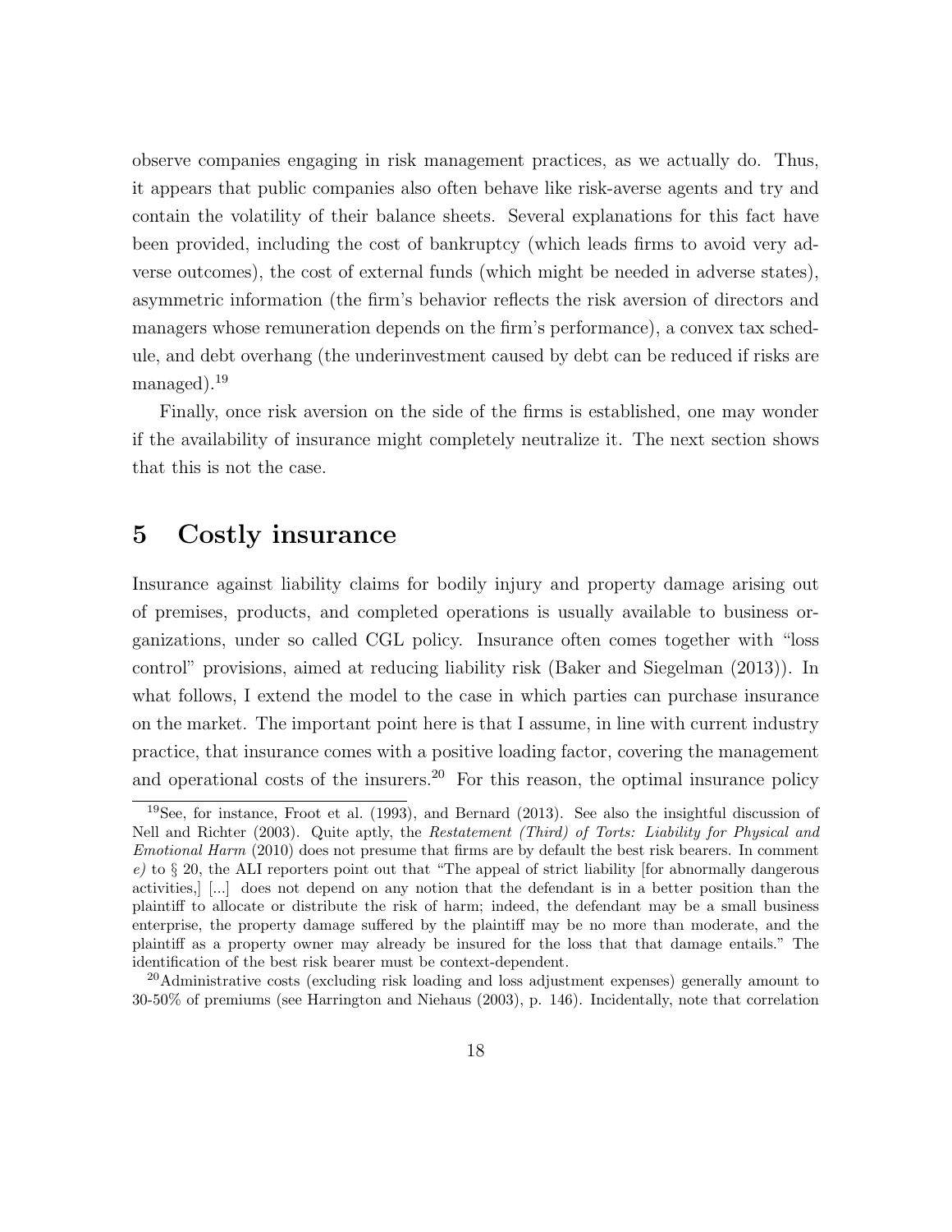observe companies engaging in risk management practices, as we actually do. Thus, it appears that public companies also often behave like risk-averse agents and try and contain the volatility of their balance sheets. Several explanations for this fact have been provided, including the cost of bankruptcy (which leads firms to avoid very adverse outcomes), the cost of external funds (which might be needed in adverse states), asymmetric information (the firm's behavior reflects the risk aversion of directors and managers whose remuneration depends on the firm's performance), a convex tax schedule, and debt overhang (the underinvestment caused by debt can be reduced if risks are managed).[19]

Finally, once risk aversion on the side of the firms is established, one may wonder if the availability of insurance might completely neutralize it. The next section shows that this is not the case.

## 5 Costly insurance

Insurance against liability claims for bodily injury and property damage arising out of premises, products, and completed operations is usually available to business organizations, under so called CGL policy. Insurance often comes together with "loss control" provisions, aimed at reducing liability risk (Baker and Siegelman (2013)). In what follows, I extend the model to the case in which parties can purchase insurance on the market. The important point here is that I assume, in line with current industry practice, that insurance comes with a positive loading factor, covering the management and operational costs of the insurers.[20] For this reason, the optimal insurance policy

[19] See, for instance, Froot et al. (1993), and Bernard (2013). See also the insightful discussion of Nell and Richter (2003). Quite aptly, the *Restatement (Third) of Torts: Liability for Physical and Emotional Harm* (2010) does not presume that firms are by default the best risk bearers. In comment *e)* to § 20, the ALI reporters point out that "The appeal of strict liability [for abnormally dangerous activities,] [...] does not depend on any notion that the defendant is in a better position than the plaintiff to allocate or distribute the risk of harm; indeed, the defendant may be a small business enterprise, the property damage suffered by the plaintiff may be no more than moderate, and the plaintiff as a property owner may already be insured for the loss that that damage entails." The identification of the best risk bearer must be context-dependent.

[20] Administrative costs (excluding risk loading and loss adjustment expenses) generally amount to 30-50% of premiums (see Harrington and Niehaus (2003), p. 146). Incidentally, note that correlation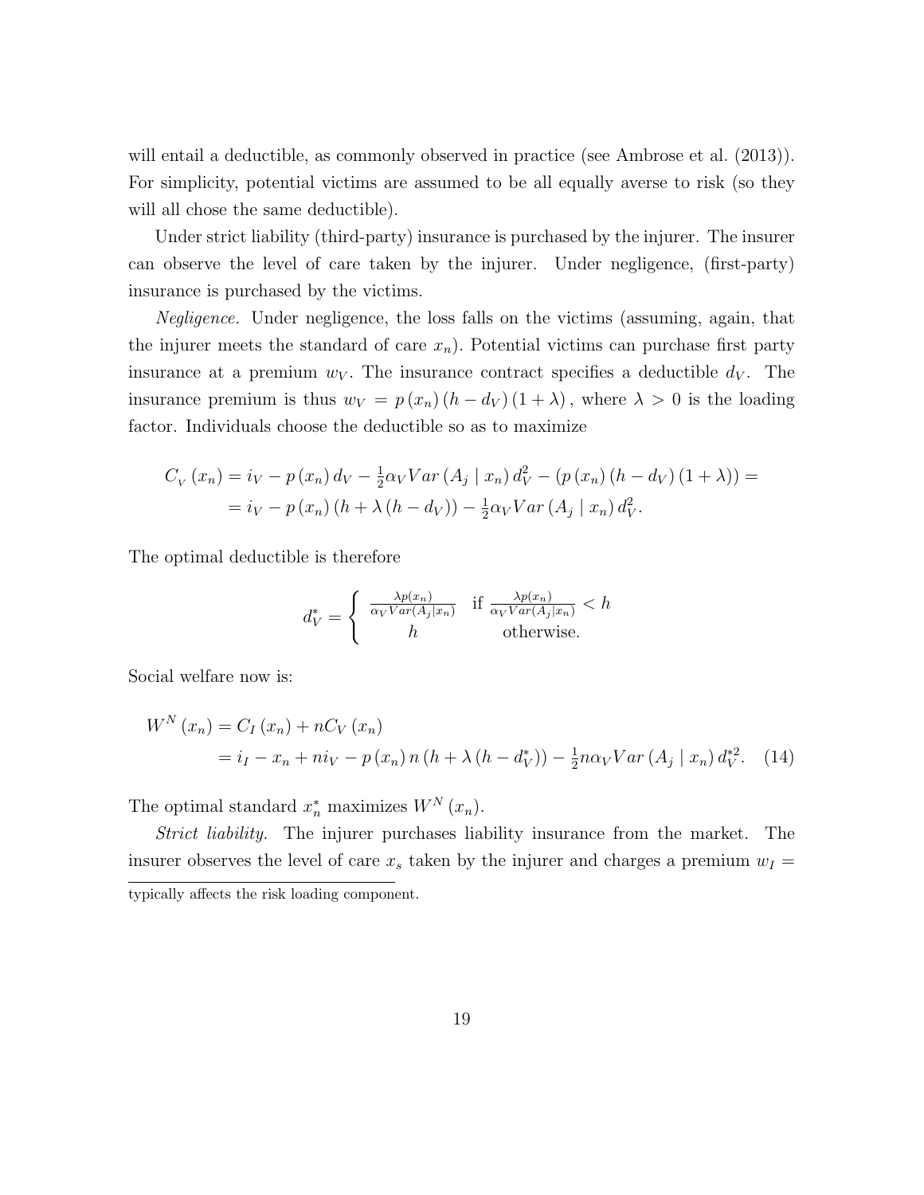will entail a deductible, as commonly observed in practice (see Ambrose et al. (2013)). For simplicity, potential victims are assumed to be all equally averse to risk (so they will all chose the same deductible).

Under strict liability (third-party) insurance is purchased by the injurer. The insurer can observe the level of care taken by the injurer. Under negligence, (first-party) insurance is purchased by the victims.

*Negligence.* Under negligence, the loss falls on the victims (assuming, again, that the injurer meets the standard of care $x_n$). Potential victims can purchase first party insurance at a premium $w_V$. The insurance contract specifies a deductible $d_V$. The insurance premium is thus $w_V = p(x_n)(h - d_V)(1 + \lambda)$, where $\lambda > 0$ is the loading factor. Individuals choose the deductible so as to maximize

$$
\begin{aligned}
C_V(x_n) &= i_V - p(x_n) d_V - \tfrac{1}{2}\alpha_V Var(A_j \mid x_n) d_V^2 - (p(x_n)(h - d_V)(1+\lambda)) = \\
&= i_V - p(x_n)(h + \lambda(h - d_V)) - \tfrac{1}{2}\alpha_V Var(A_j \mid x_n) d_V^2.
\end{aligned}
$$

The optimal deductible is therefore

$$
d_V^* = \begin{cases} \frac{\lambda p(x_n)}{\alpha_V Var(A_j|x_n)} & \text{if } \frac{\lambda p(x_n)}{\alpha_V Var(A_j|x_n)} < h \\ h & \text{otherwise.} \end{cases}
$$

Social welfare now is:

$$
\begin{aligned}
W^N(x_n) &= C_I(x_n) + nC_V(x_n) \\
&= i_I - x_n + ni_V - p(x_n)n(h + \lambda(h - d_V^*)) - \tfrac{1}{2}n\alpha_V Var(A_j \mid x_n) d_V^{*2}. \qquad (14)
\end{aligned}
$$

The optimal standard $x_n^*$ maximizes $W^N(x_n)$.

*Strict liability.* The injurer purchases liability insurance from the market. The insurer observes the level of care $x_s$ taken by the injurer and charges a premium $w_I =$

typically affects the risk loading component.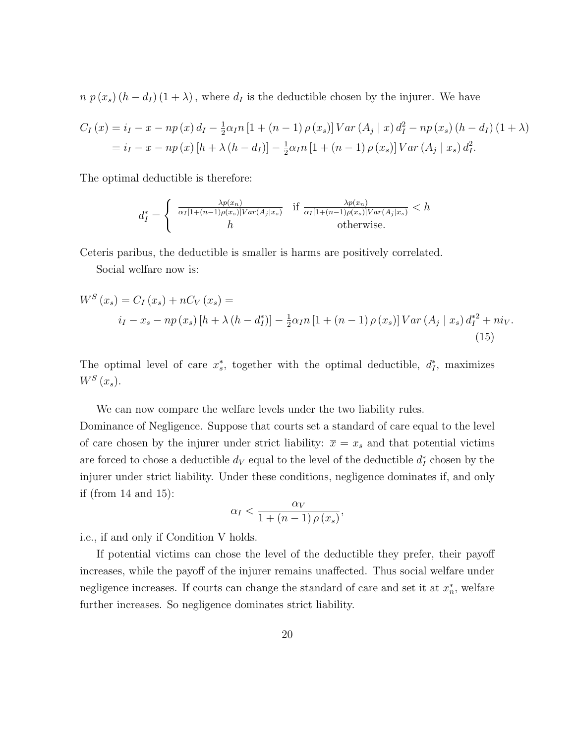$n\ p(x_s)(h - d_I)(1+\lambda)$, where $d_I$ is the deductible chosen by the injurer. We have

$$
\begin{aligned}
C_I(x) &= i_I - x - np(x)\,d_I - \tfrac{1}{2}\alpha_I n\left[1+(n-1)\rho(x_s)\right] Var(A_j \mid x)\, d_I^2 - np(x_s)(h-d_I)(1+\lambda) \\
&= i_I - x - np(x)\left[h + \lambda(h - d_I)\right] - \tfrac{1}{2}\alpha_I n\left[1+(n-1)\rho(x_s)\right] Var(A_j \mid x_s)\, d_I^2.
\end{aligned}
$$

The optimal deductible is therefore:

$$
d_I^* = \begin{cases} \frac{\lambda p(x_n)}{\alpha_I[1+(n-1)\rho(x_s)]Var(A_j|x_s)} & \text{if } \frac{\lambda p(x_n)}{\alpha_I[1+(n-1)\rho(x_s)]Var(A_j|x_s)} < h \\ h & \text{otherwise.} \end{cases}
$$

Ceteris paribus, the deductible is smaller is harms are positively correlated.

Social welfare now is:

$$
\begin{aligned}
W^S(x_s) &= C_I(x_s) + nC_V(x_s) = \\
&\quad i_I - x_s - np(x_s)\left[h + \lambda(h - d_I^*)\right] - \tfrac{1}{2}\alpha_I n\left[1+(n-1)\rho(x_s)\right] Var(A_j \mid x_s)\, d_I^{*2} + ni_V.
\end{aligned} \tag{15}
$$

The optimal level of care $x_s^*$, together with the optimal deductible, $d_I^*$, maximizes $W^S(x_s)$.

We can now compare the welfare levels under the two liability rules.

Dominance of Negligence. Suppose that courts set a standard of care equal to the level of care chosen by the injurer under strict liability: $\overline{x} = x_s$ and that potential victims are forced to chose a deductible $d_V$ equal to the level of the deductible $d_I^*$ chosen by the injurer under strict liability. Under these conditions, negligence dominates if, and only if (from 14 and 15):

$$
\alpha_I < \frac{\alpha_V}{1+(n-1)\rho(x_s)},
$$

i.e., if and only if Condition V holds.

If potential victims can chose the level of the deductible they prefer, their payoff increases, while the payoff of the injurer remains unaffected. Thus social welfare under negligence increases. If courts can change the standard of care and set it at $x_n^*$, welfare further increases. So negligence dominates strict liability.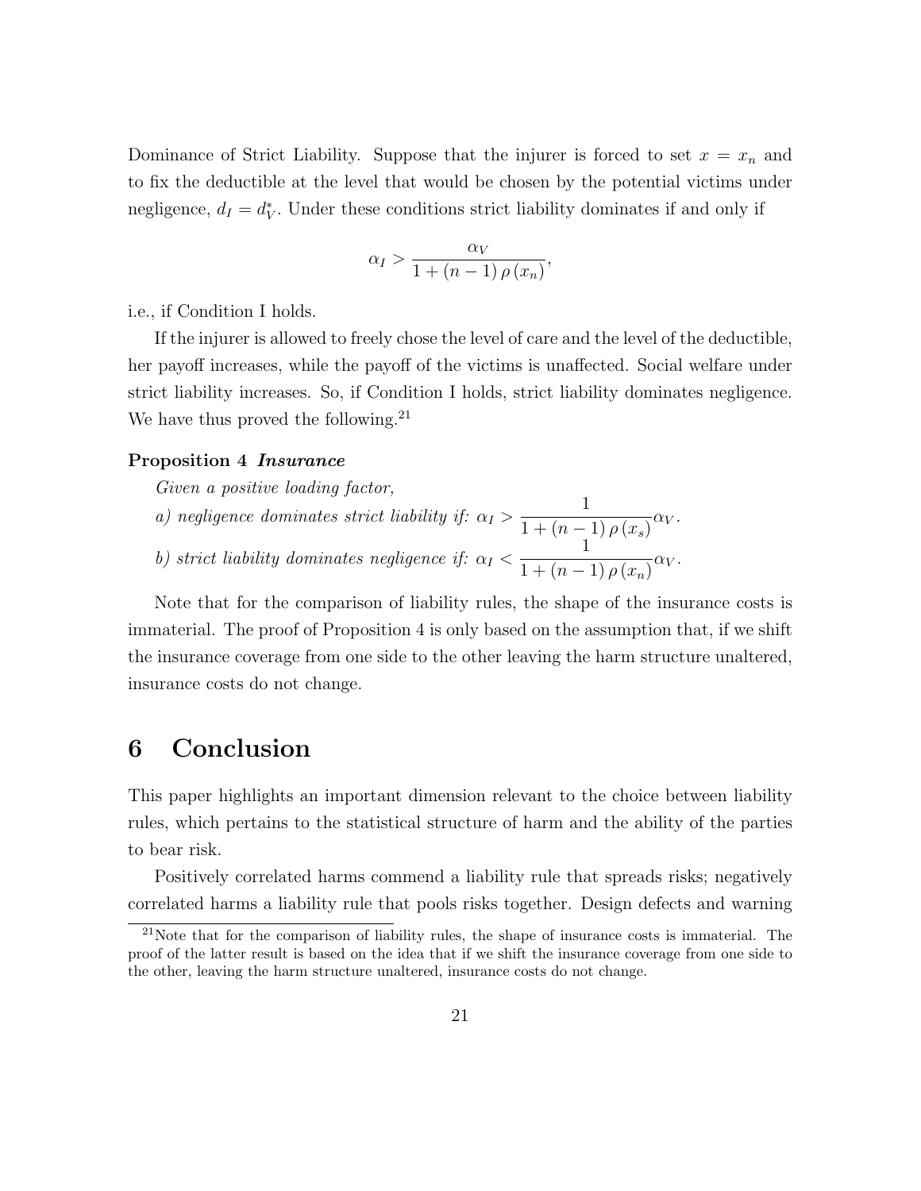Dominance of Strict Liability. Suppose that the injurer is forced to set $x = x_n$ and to fix the deductible at the level that would be chosen by the potential victims under negligence, $d_I = d_V^*$. Under these conditions strict liability dominates if and only if

$$\alpha_I > \frac{\alpha_V}{1 + (n-1)\,\rho(x_n)},$$

i.e., if Condition I holds.

If the injurer is allowed to freely chose the level of care and the level of the deductible, her payoff increases, while the payoff of the victims is unaffected. Social welfare under strict liability increases. So, if Condition I holds, strict liability dominates negligence. We have thus proved the following.[21]

**Proposition 4** ***Insurance***

*Given a positive loading factor,*

*a) negligence dominates strict liability if:* $\alpha_I > \dfrac{1}{1 + (n-1)\,\rho(x_s)}\alpha_V$.

*b) strict liability dominates negligence if:* $\alpha_I < \dfrac{1}{1 + (n-1)\,\rho(x_n)}\alpha_V$.

Note that for the comparison of liability rules, the shape of the insurance costs is immaterial. The proof of Proposition 4 is only based on the assumption that, if we shift the insurance coverage from one side to the other leaving the harm structure unaltered, insurance costs do not change.

# 6 Conclusion

This paper highlights an important dimension relevant to the choice between liability rules, which pertains to the statistical structure of harm and the ability of the parties to bear risk.

Positively correlated harms commend a liability rule that spreads risks; negatively correlated harms a liability rule that pools risks together. Design defects and warning

[21] Note that for the comparison of liability rules, the shape of insurance costs is immaterial. The proof of the latter result is based on the idea that if we shift the insurance coverage from one side to the other, leaving the harm structure unaltered, insurance costs do not change.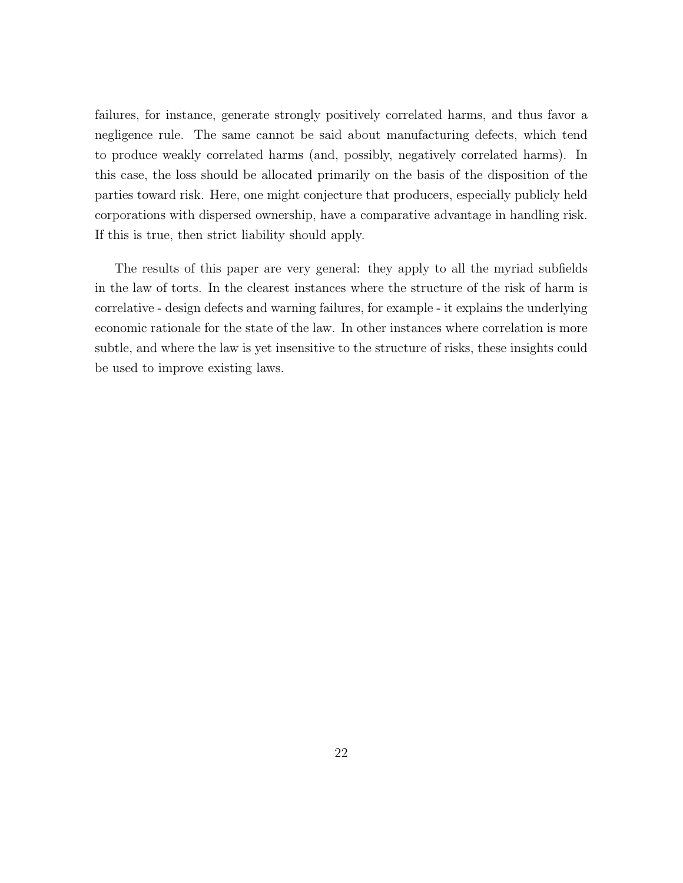failures, for instance, generate strongly positively correlated harms, and thus favor a negligence rule. The same cannot be said about manufacturing defects, which tend to produce weakly correlated harms (and, possibly, negatively correlated harms). In this case, the loss should be allocated primarily on the basis of the disposition of the parties toward risk. Here, one might conjecture that producers, especially publicly held corporations with dispersed ownership, have a comparative advantage in handling risk. If this is true, then strict liability should apply.

The results of this paper are very general: they apply to all the myriad subfields in the law of torts. In the clearest instances where the structure of the risk of harm is correlative - design defects and warning failures, for example - it explains the underlying economic rationale for the state of the law. In other instances where correlation is more subtle, and where the law is yet insensitive to the structure of risks, these insights could be used to improve existing laws.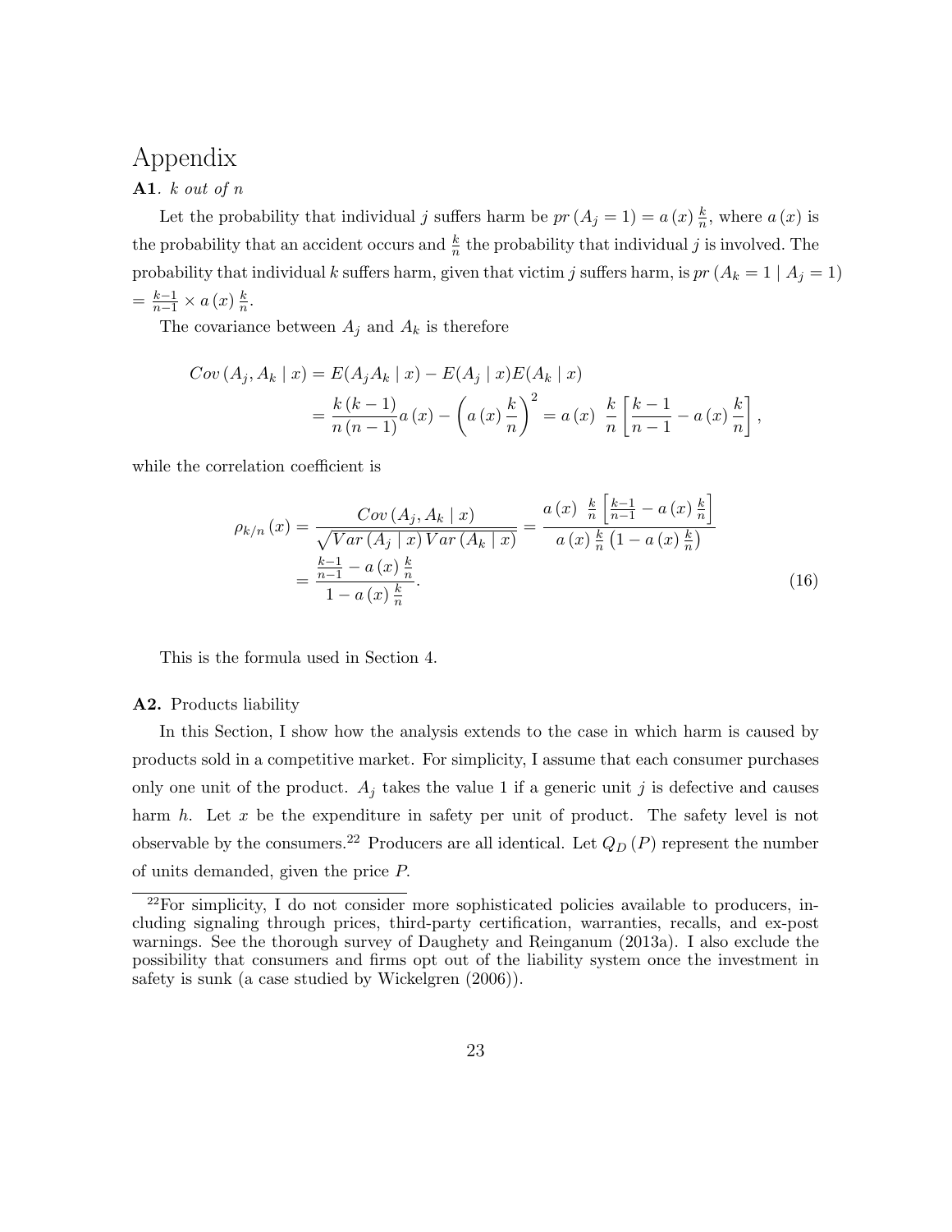# Appendix

**A1**. *k out of n*

Let the probability that individual $j$ suffers harm be $pr\left(A_j = 1\right) = a\left(x\right)\frac{k}{n}$, where $a\left(x\right)$ is the probability that an accident occurs and $\frac{k}{n}$ the probability that individual $j$ is involved. The probability that individual $k$ suffers harm, given that victim $j$ suffers harm, is $pr\left(A_k = 1 \mid A_j = 1\right)$ $= \frac{k-1}{n-1} \times a\left(x\right)\frac{k}{n}$.

The covariance between $A_j$ and $A_k$ is therefore

$$
\begin{aligned}
Cov\left(A_j, A_k \mid x\right) &= E(A_j A_k \mid x) - E(A_j \mid x)E(A_k \mid x) \\
&= \frac{k\left(k-1\right)}{n\left(n-1\right)}a\left(x\right) - \left(a\left(x\right)\frac{k}{n}\right)^2 = a\left(x\right)\ \frac{k}{n}\left[\frac{k-1}{n-1} - a\left(x\right)\frac{k}{n}\right],
\end{aligned}
$$

while the correlation coefficient is

$$
\begin{aligned}
\rho_{k/n}\left(x\right) &= \frac{Cov\left(A_j, A_k \mid x\right)}{\sqrt{Var\left(A_j \mid x\right)Var\left(A_k \mid x\right)}} = \frac{a\left(x\right)\ \frac{k}{n}\left[\frac{k-1}{n-1} - a\left(x\right)\frac{k}{n}\right]}{a\left(x\right)\frac{k}{n}\left(1 - a\left(x\right)\frac{k}{n}\right)} \\
&= \frac{\frac{k-1}{n-1} - a\left(x\right)\frac{k}{n}}{1 - a\left(x\right)\frac{k}{n}}. \qquad (16)
\end{aligned}
$$

This is the formula used in Section 4.

**A2.** Products liability

In this Section, I show how the analysis extends to the case in which harm is caused by products sold in a competitive market. For simplicity, I assume that each consumer purchases only one unit of the product. $A_j$ takes the value 1 if a generic unit $j$ is defective and causes harm $h$. Let $x$ be the expenditure in safety per unit of product. The safety level is not observable by the consumers.[22] Producers are all identical. Let $Q_D\left(P\right)$ represent the number of units demanded, given the price $P$.

[22] For simplicity, I do not consider more sophisticated policies available to producers, including signaling through prices, third-party certification, warranties, recalls, and ex-post warnings. See the thorough survey of Daughety and Reinganum (2013a). I also exclude the possibility that consumers and firms opt out of the liability system once the investment in safety is sunk (a case studied by Wickelgren (2006)).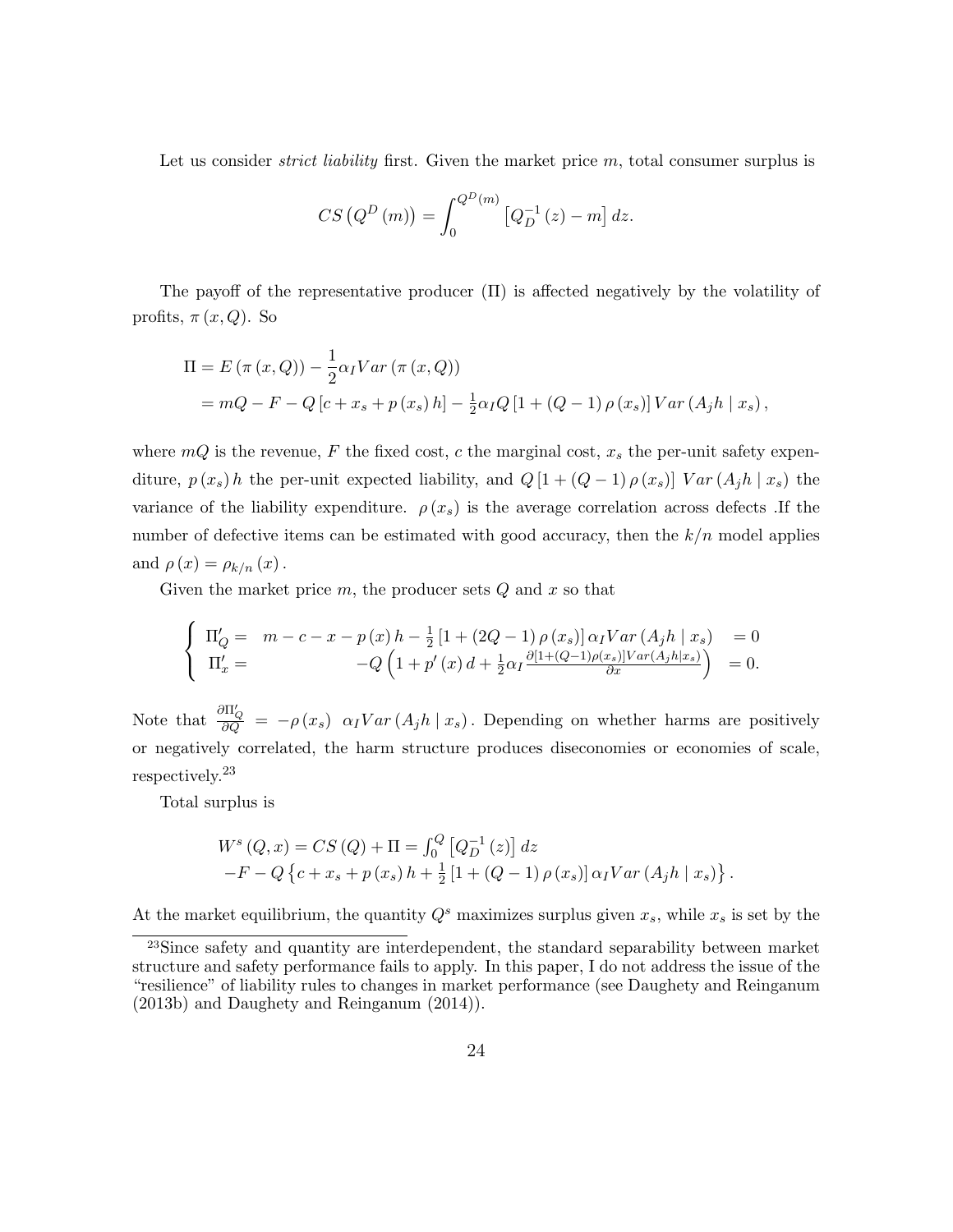Let us consider *strict liability* first. Given the market price $m$, total consumer surplus is

$$CS\left(Q^D(m)\right) = \int_0^{Q^D(m)} \left[Q_D^{-1}(z) - m\right] dz.$$

The payoff of the representative producer ($\Pi$) is affected negatively by the volatility of profits, $\pi(x, Q)$. So

$$\begin{aligned}
\Pi &= E\left(\pi(x,Q)\right) - \frac{1}{2}\alpha_I Var\left(\pi(x,Q)\right) \\
&= mQ - F - Q\left[c + x_s + p(x_s) h\right] - \tfrac{1}{2}\alpha_I Q\left[1 + (Q-1)\rho(x_s)\right] Var\left(A_j h \mid x_s\right),
\end{aligned}$$

where $mQ$ is the revenue, $F$ the fixed cost, $c$ the marginal cost, $x_s$ the per-unit safety expenditure, $p(x_s) h$ the per-unit expected liability, and $Q\left[1 + (Q-1)\rho(x_s)\right]\ Var\left(A_j h \mid x_s\right)$ the variance of the liability expenditure. $\rho(x_s)$ is the average correlation across defects .If the number of defective items can be estimated with good accuracy, then the $k/n$ model applies and $\rho(x) = \rho_{k/n}(x)$.

Given the market price $m$, the producer sets $Q$ and $x$ so that

$$\begin{cases}
\Pi'_Q = & m - c - x - p(x) h - \frac{1}{2}\left[1 + (2Q-1)\rho(x_s)\right]\alpha_I Var\left(A_j h \mid x_s\right) & = 0 \\
\Pi'_x = & -Q\left(1 + p'(x) d + \frac{1}{2}\alpha_I \frac{\partial\left[1 + (Q-1)\rho(x_s)\right] Var\left(A_j h \mid x_s\right)}{\partial x}\right) & = 0.
\end{cases}$$

Note that $\frac{\partial \Pi'_Q}{\partial Q} = -\rho(x_s)\ \alpha_I Var\left(A_j h \mid x_s\right)$. Depending on whether harms are positively or negatively correlated, the harm structure produces diseconomies or economies of scale, respectively.[23]

Total surplus is

$$\begin{aligned}
&W^s(Q, x) = CS(Q) + \Pi = \textstyle\int_0^Q \left[Q_D^{-1}(z)\right] dz \\
&-F - Q\left\{c + x_s + p(x_s) h + \tfrac{1}{2}\left[1 + (Q-1)\rho(x_s)\right]\alpha_I Var\left(A_j h \mid x_s\right)\right\}.
\end{aligned}$$

At the market equilibrium, the quantity $Q^s$ maximizes surplus given $x_s$, while $x_s$ is set by the

[23] Since safety and quantity are interdependent, the standard separability between market structure and safety performance fails to apply. In this paper, I do not address the issue of the "resilience" of liability rules to changes in market performance (see Daughety and Reinganum (2013b) and Daughety and Reinganum (2014)).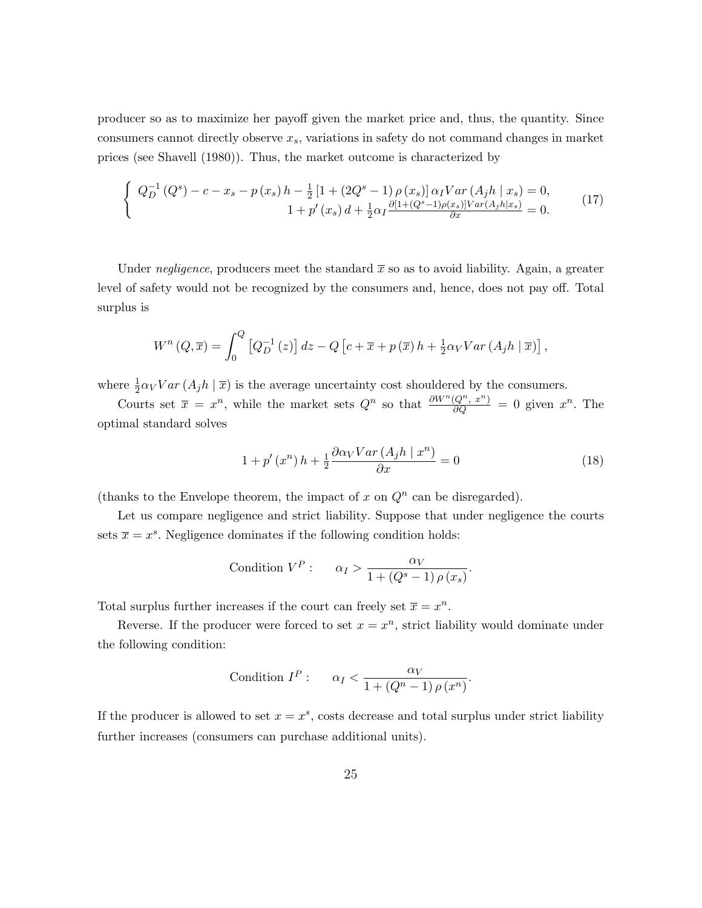producer so as to maximize her payoff given the market price and, thus, the quantity. Since consumers cannot directly observe $x_s$, variations in safety do not command changes in market prices (see Shavell (1980)). Thus, the market outcome is characterized by

$$\left\{ \begin{array}{r} Q_D^{-1}(Q^s) - c - x_s - p(x_s)h - \frac{1}{2}\left[1 + (2Q^s - 1)\rho(x_s)\right]\alpha_I Var(A_j h \mid x_s) = 0, \\ 1 + p'(x_s)d + \frac{1}{2}\alpha_I \frac{\partial[1+(Q^s-1)\rho(x_s)]Var(A_j h|x_s)}{\partial x} = 0. \end{array} \right. \tag{17}$$

Under *negligence*, producers meet the standard $\overline{x}$ so as to avoid liability. Again, a greater level of safety would not be recognized by the consumers and, hence, does not pay off. Total surplus is

$$W^n(Q, \overline{x}) = \int_0^Q \left[Q_D^{-1}(z)\right] dz - Q\left[c + \overline{x} + p(\overline{x})h + \tfrac{1}{2}\alpha_V Var(A_j h \mid \overline{x})\right],$$

where $\frac{1}{2}\alpha_V Var(A_j h \mid \overline{x})$ is the average uncertainty cost shouldered by the consumers.

Courts set $\overline{x} = x^n$, while the market sets $Q^n$ so that $\frac{\partial W^n(Q^n,\, x^n)}{\partial Q} = 0$ given $x^n$. The optimal standard solves

$$1 + p'(x^n)h + \tfrac{1}{2}\frac{\partial \alpha_V Var(A_j h \mid x^n)}{\partial x} = 0 \tag{18}$$

(thanks to the Envelope theorem, the impact of $x$ on $Q^n$ can be disregarded).

Let us compare negligence and strict liability. Suppose that under negligence the courts sets $\overline{x} = x^s$. Negligence dominates if the following condition holds:

$$\text{Condition } V^P: \qquad \alpha_I > \frac{\alpha_V}{1 + (Q^s - 1)\rho(x_s)}.$$

Total surplus further increases if the court can freely set $\overline{x} = x^n$.

Reverse. If the producer were forced to set $x = x^n$, strict liability would dominate under the following condition:

$$\text{Condition } I^P: \qquad \alpha_I < \frac{\alpha_V}{1 + (Q^n - 1)\rho(x^n)}.$$

If the producer is allowed to set $x = x^s$, costs decrease and total surplus under strict liability further increases (consumers can purchase additional units).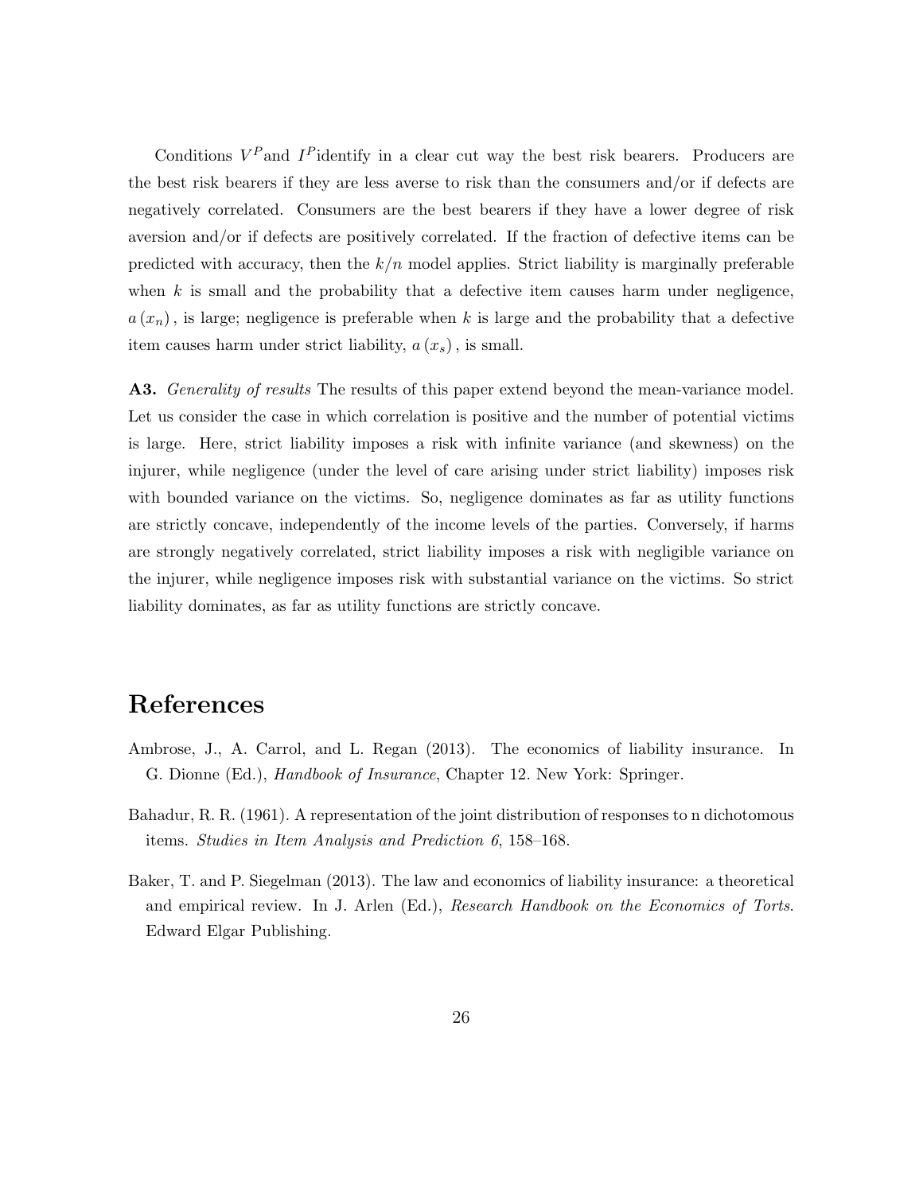Conditions $V^P$and $I^P$identify in a clear cut way the best risk bearers. Producers are the best risk bearers if they are less averse to risk than the consumers and/or if defects are negatively correlated. Consumers are the best bearers if they have a lower degree of risk aversion and/or if defects are positively correlated. If the fraction of defective items can be predicted with accuracy, then the $k/n$ model applies. Strict liability is marginally preferable when $k$ is small and the probability that a defective item causes harm under negligence, $a(x_n)$, is large; negligence is preferable when $k$ is large and the probability that a defective item causes harm under strict liability, $a(x_s)$, is small.

**A3.** *Generality of results* The results of this paper extend beyond the mean-variance model. Let us consider the case in which correlation is positive and the number of potential victims is large. Here, strict liability imposes a risk with infinite variance (and skewness) on the injurer, while negligence (under the level of care arising under strict liability) imposes risk with bounded variance on the victims. So, negligence dominates as far as utility functions are strictly concave, independently of the income levels of the parties. Conversely, if harms are strongly negatively correlated, strict liability imposes a risk with negligible variance on the injurer, while negligence imposes risk with substantial variance on the victims. So strict liability dominates, as far as utility functions are strictly concave.

# References

Ambrose, J., A. Carrol, and L. Regan (2013). The economics of liability insurance. In G. Dionne (Ed.), *Handbook of Insurance*, Chapter 12. New York: Springer.

Bahadur, R. R. (1961). A representation of the joint distribution of responses to n dichotomous items. *Studies in Item Analysis and Prediction 6*, 158–168.

Baker, T. and P. Siegelman (2013). The law and economics of liability insurance: a theoretical and empirical review. In J. Arlen (Ed.), *Research Handbook on the Economics of Torts*. Edward Elgar Publishing.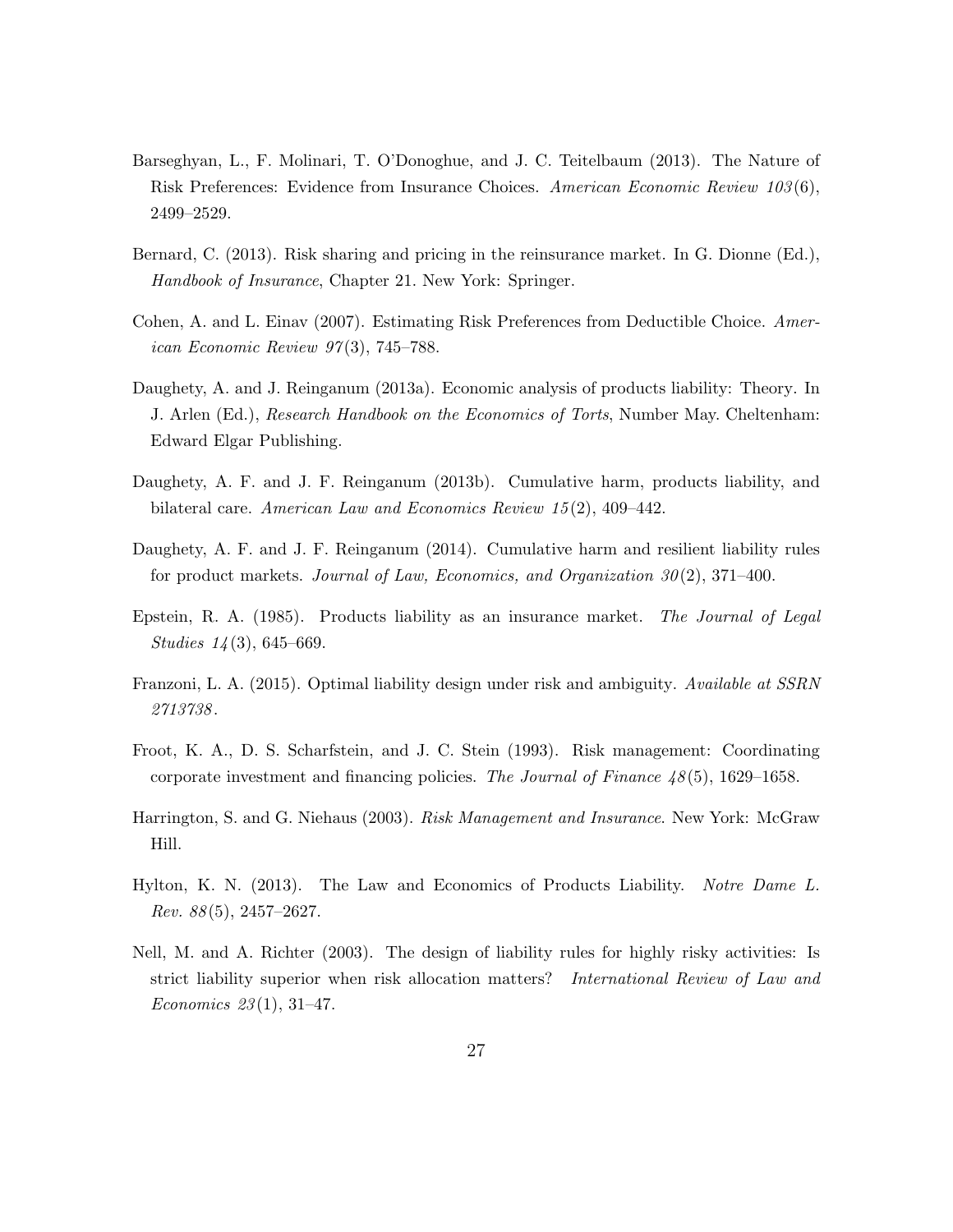Barseghyan, L., F. Molinari, T. O'Donoghue, and J. C. Teitelbaum (2013). The Nature of Risk Preferences: Evidence from Insurance Choices. *American Economic Review 103*(6), 2499–2529.

Bernard, C. (2013). Risk sharing and pricing in the reinsurance market. In G. Dionne (Ed.), *Handbook of Insurance*, Chapter 21. New York: Springer.

Cohen, A. and L. Einav (2007). Estimating Risk Preferences from Deductible Choice. *American Economic Review 97*(3), 745–788.

Daughety, A. and J. Reinganum (2013a). Economic analysis of products liability: Theory. In J. Arlen (Ed.), *Research Handbook on the Economics of Torts*, Number May. Cheltenham: Edward Elgar Publishing.

Daughety, A. F. and J. F. Reinganum (2013b). Cumulative harm, products liability, and bilateral care. *American Law and Economics Review 15*(2), 409–442.

Daughety, A. F. and J. F. Reinganum (2014). Cumulative harm and resilient liability rules for product markets. *Journal of Law, Economics, and Organization 30*(2), 371–400.

Epstein, R. A. (1985). Products liability as an insurance market. *The Journal of Legal Studies 14*(3), 645–669.

Franzoni, L. A. (2015). Optimal liability design under risk and ambiguity. *Available at SSRN 2713738*.

Froot, K. A., D. S. Scharfstein, and J. C. Stein (1993). Risk management: Coordinating corporate investment and financing policies. *The Journal of Finance 48*(5), 1629–1658.

Harrington, S. and G. Niehaus (2003). *Risk Management and Insurance*. New York: McGraw Hill.

Hylton, K. N. (2013). The Law and Economics of Products Liability. *Notre Dame L. Rev. 88*(5), 2457–2627.

Nell, M. and A. Richter (2003). The design of liability rules for highly risky activities: Is strict liability superior when risk allocation matters? *International Review of Law and Economics 23*(1), 31–47.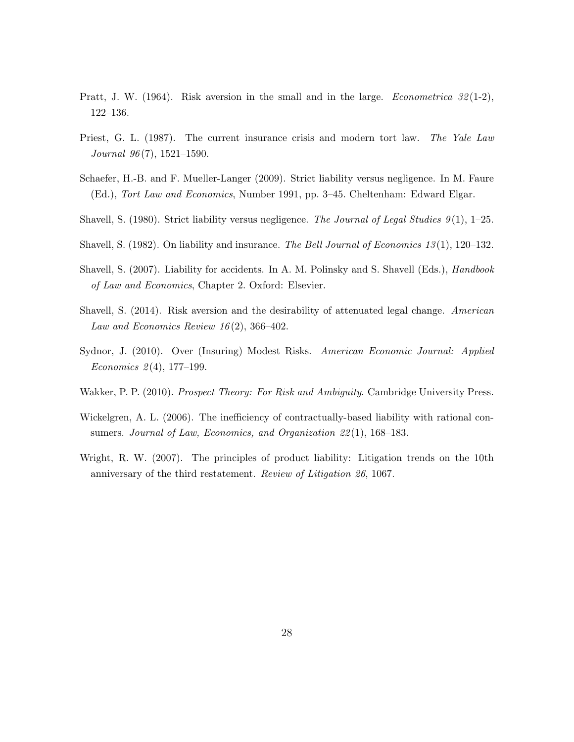Pratt, J. W. (1964). Risk aversion in the small and in the large. *Econometrica 32*(1-2), 122–136.

Priest, G. L. (1987). The current insurance crisis and modern tort law. *The Yale Law Journal 96*(7), 1521–1590.

Schaefer, H.-B. and F. Mueller-Langer (2009). Strict liability versus negligence. In M. Faure (Ed.), *Tort Law and Economics*, Number 1991, pp. 3–45. Cheltenham: Edward Elgar.

Shavell, S. (1980). Strict liability versus negligence. *The Journal of Legal Studies 9*(1), 1–25.

Shavell, S. (1982). On liability and insurance. *The Bell Journal of Economics 13*(1), 120–132.

Shavell, S. (2007). Liability for accidents. In A. M. Polinsky and S. Shavell (Eds.), *Handbook of Law and Economics*, Chapter 2. Oxford: Elsevier.

Shavell, S. (2014). Risk aversion and the desirability of attenuated legal change. *American Law and Economics Review 16*(2), 366–402.

Sydnor, J. (2010). Over (Insuring) Modest Risks. *American Economic Journal: Applied Economics 2*(4), 177–199.

Wakker, P. P. (2010). *Prospect Theory: For Risk and Ambiguity*. Cambridge University Press.

Wickelgren, A. L. (2006). The inefficiency of contractually-based liability with rational consumers. *Journal of Law, Economics, and Organization 22*(1), 168–183.

Wright, R. W. (2007). The principles of product liability: Litigation trends on the 10th anniversary of the third restatement. *Review of Litigation 26*, 1067.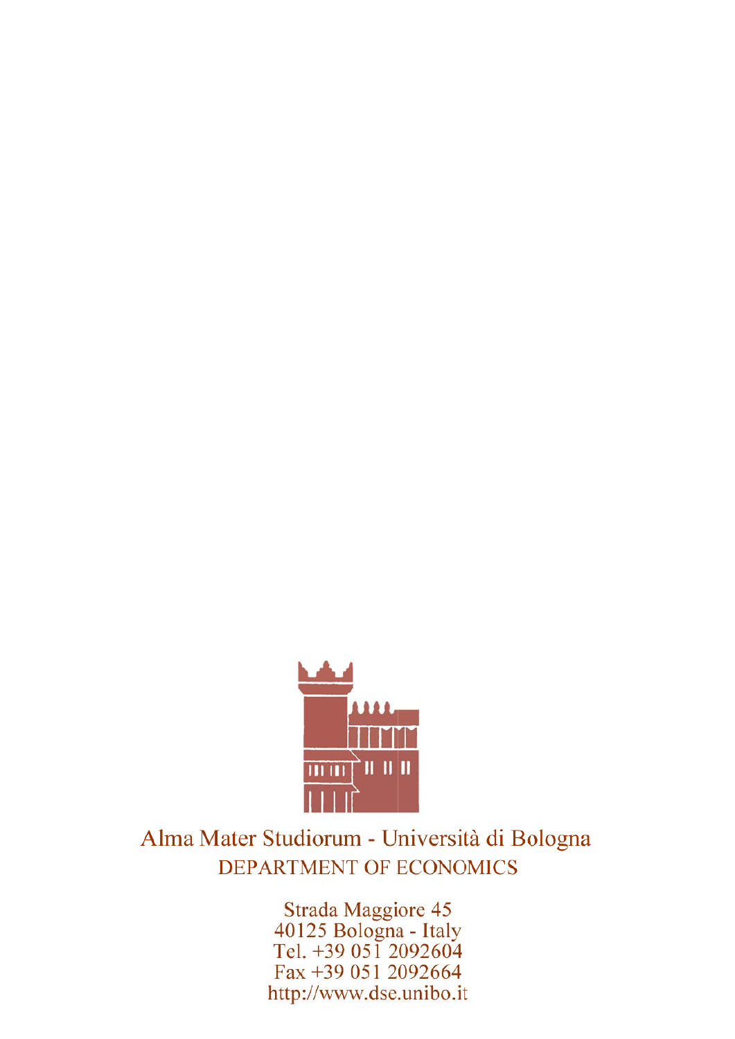Alma Mater Studiorum - Università di Bologna

DEPARTMENT OF ECONOMICS

Strada Maggiore 45
40125 Bologna - Italy
Tel. +39 051 2092604
Fax +39 051 2092664
http://www.dse.unibo.it